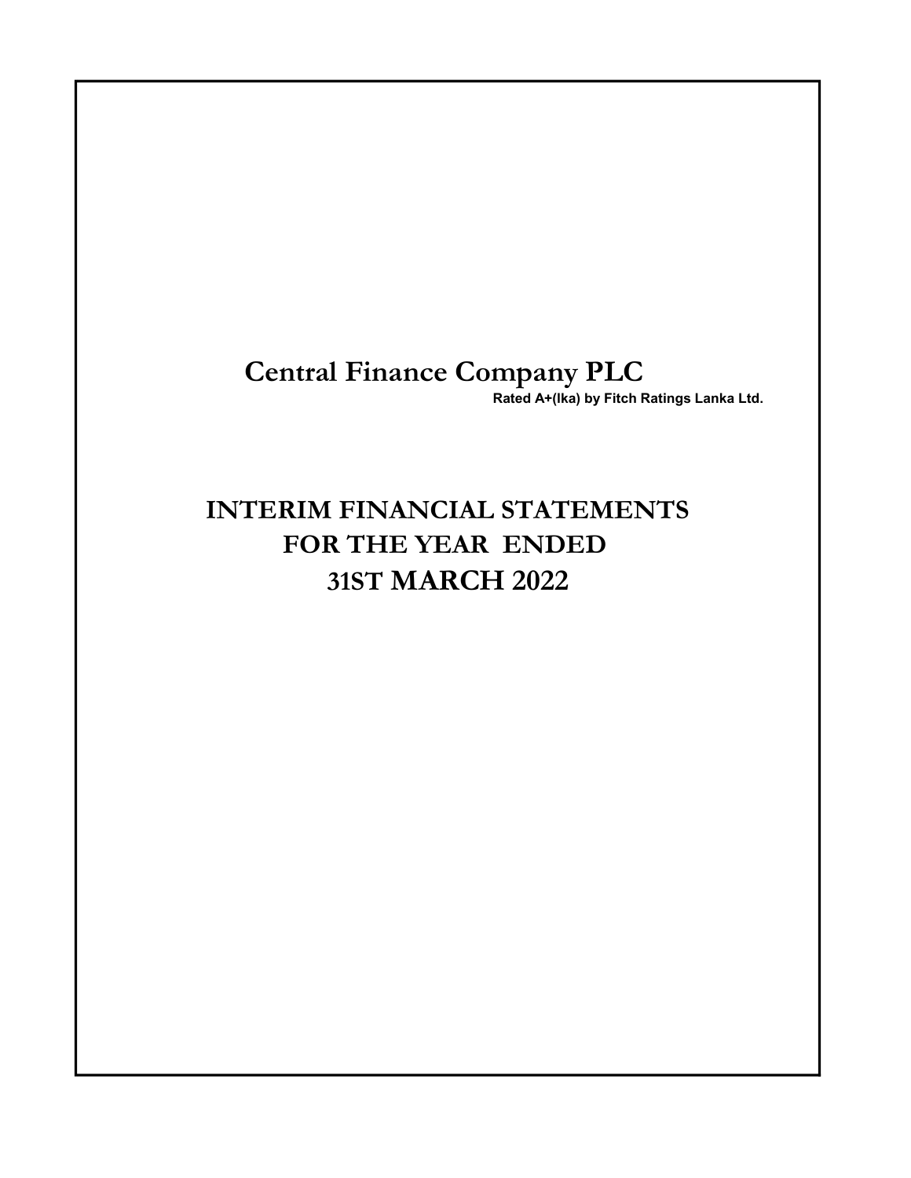# Central Finance Company PLC

**Rated A+(lka) by Fitch Ratings Lanka Ltd.**

# INTERIM FINANCIAL STATEMENTS FOR THE YEAR ENDED 31ST MARCH 2022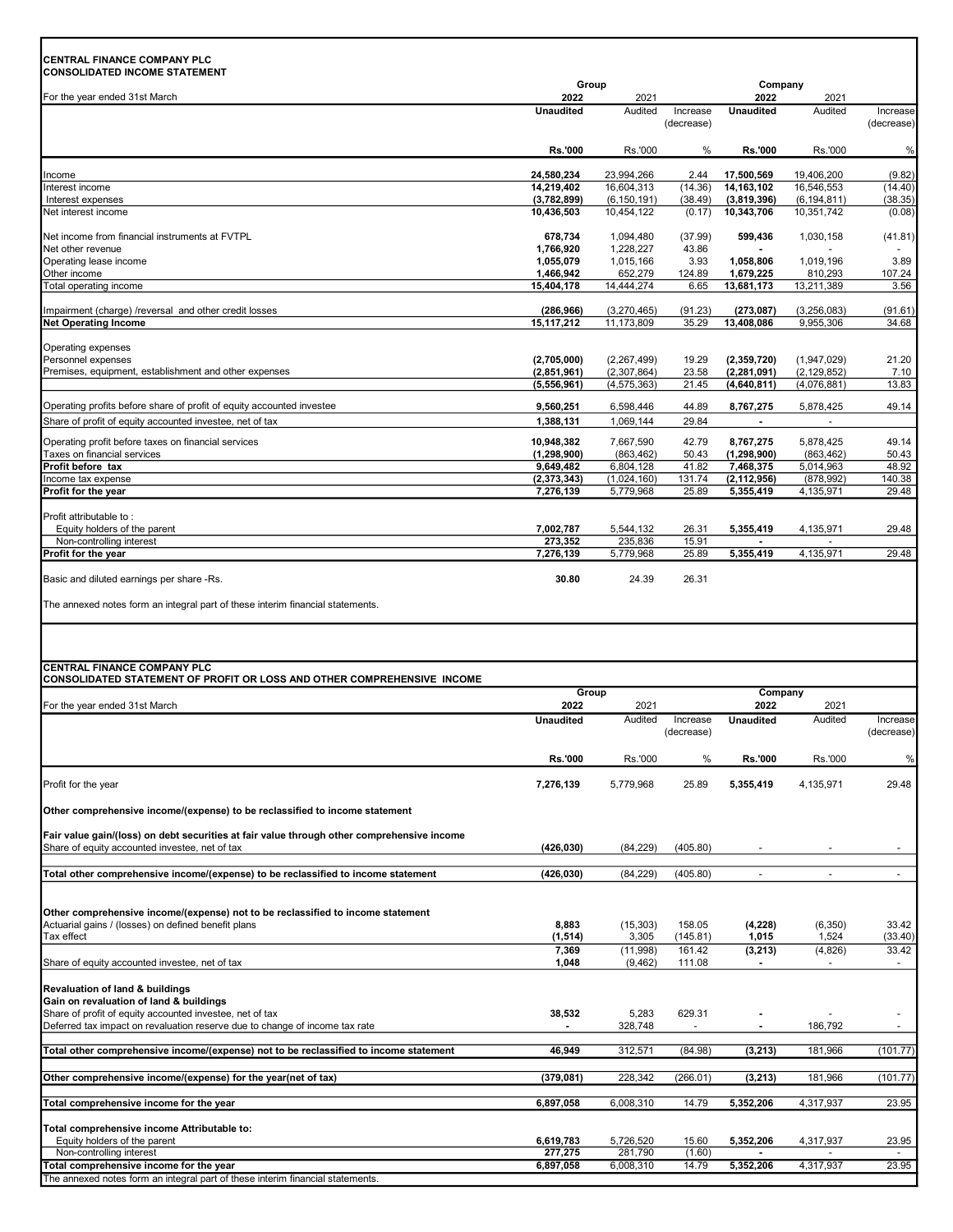**CENTRAL FINANCE COMPANY PLC**
**CONSOLIDATED INCOME STATEMENT**

| For the year ended 31st March | Group | | | Company | | |
|---|---|---|---|---|---|---|
| | **2022** | 2021 | | **2022** | 2021 | |
| | **Unaudited** | Audited | Increase (decrease) | **Unaudited** | Audited | Increase (decrease) |
| | **Rs.'000** | Rs.'000 | % | **Rs.'000** | Rs.'000 | % |
| Income | **24,580,234** | 23,994,266 | 2.44 | **17,500,569** | 19,406,200 | (9.82) |
| Interest income | **14,219,402** | 16,604,313 | (14.36) | **14,163,102** | 16,546,553 | (14.40) |
| Interest expenses | **(3,782,899)** | (6,150,191) | (38.49) | **(3,819,396)** | (6,194,811) | (38.35) |
| Net interest income | **10,436,503** | 10,454,122 | (0.17) | **10,343,706** | 10,351,742 | (0.08) |
| Net income from financial instruments at FVTPL | **678,734** | 1,094,480 | (37.99) | **599,436** | 1,030,158 | (41.81) |
| Net other revenue | **1,766,920** | 1,228,227 | 43.86 | **-** | - | - |
| Operating lease income | **1,055,079** | 1,015,166 | 3.93 | **1,058,806** | 1,019,196 | 3.89 |
| Other income | **1,466,942** | 652,279 | 124.89 | **1,679,225** | 810,293 | 107.24 |
| Total operating income | **15,404,178** | 14,444,274 | 6.65 | **13,681,173** | 13,211,389 | 3.56 |
| Impairment (charge) /reversal and other credit losses | **(286,966)** | (3,270,465) | (91.23) | **(273,087)** | (3,256,083) | (91.61) |
| **Net Operating Income** | **15,117,212** | 11,173,809 | 35.29 | **13,408,086** | 9,955,306 | 34.68 |
| Operating expenses | | | | | | |
| Personnel expenses | **(2,705,000)** | (2,267,499) | 19.29 | **(2,359,720)** | (1,947,029) | 21.20 |
| Premises, equipment, establishment and other expenses | **(2,851,961)** | (2,307,864) | 23.58 | **(2,281,091)** | (2,129,852) | 7.10 |
| | **(5,556,961)** | (4,575,363) | 21.45 | **(4,640,811)** | (4,076,881) | 13.83 |
| Operating profits before share of profit of equity accounted investee | **9,560,251** | 6,598,446 | 44.89 | **8,767,275** | 5,878,425 | 49.14 |
| Share of profit of equity accounted investee, net of tax | **1,388,131** | 1,069,144 | 29.84 | **-** | - | |
| Operating profit before taxes on financial services | **10,948,382** | 7,667,590 | 42.79 | **8,767,275** | 5,878,425 | 49.14 |
| Taxes on financial services | **(1,298,900)** | (863,462) | 50.43 | **(1,298,900)** | (863,462) | 50.43 |
| **Profit before tax** | **9,649,482** | 6,804,128 | 41.82 | **7,468,375** | 5,014,963 | 48.92 |
| Income tax expense | **(2,373,343)** | (1,024,160) | 131.74 | **(2,112,956)** | (878,992) | 140.38 |
| **Profit for the year** | **7,276,139** | 5,779,968 | 25.89 | **5,355,419** | 4,135,971 | 29.48 |
| Profit attributable to : | | | | | | |
| Equity holders of the parent | **7,002,787** | 5,544,132 | 26.31 | **5,355,419** | 4,135,971 | 29.48 |
| Non-controlling interest | **273,352** | 235,836 | 15.91 | **-** | - | |
| **Profit for the year** | **7,276,139** | 5,779,968 | 25.89 | **5,355,419** | 4,135,971 | 29.48 |
| Basic and diluted earnings per share -Rs. | **30.80** | 24.39 | 26.31 | | | |

The annexed notes form an integral part of these interim financial statements.

**CENTRAL FINANCE COMPANY PLC**
**CONSOLIDATED STATEMENT OF PROFIT OR LOSS AND OTHER COMPREHENSIVE INCOME**

| For the year ended 31st March | Group | | | Company | | |
|---|---|---|---|---|---|---|
| | **2022** | 2021 | | **2022** | 2021 | |
| | **Unaudited** | Audited | Increase (decrease) | **Unaudited** | Audited | Increase (decrease) |
| | **Rs.'000** | Rs.'000 | % | **Rs.'000** | Rs.'000 | % |
| Profit for the year | **7,276,139** | 5,779,968 | 25.89 | **5,355,419** | 4,135,971 | 29.48 |
| **Other comprehensive income/(expense) to be reclassified to income statement** | | | | | | |
| **Fair value gain/(loss) on debt securities at fair value through other comprehensive income** | | | | | | |
| Share of equity accounted investee, net of tax | **(426,030)** | (84,229) | (405.80) | - | - | - |
| **Total other comprehensive income/(expense) to be reclassified to income statement** | **(426,030)** | (84,229) | (405.80) | - | - | - |
| **Other comprehensive income/(expense) not to be reclassified to income statement** | | | | | | |
| Actuarial gains / (losses) on defined benefit plans | **8,883** | (15,303) | 158.05 | **(4,228)** | (6,350) | 33.42 |
| Tax effect | **(1,514)** | 3,305 | (145.81) | **1,015** | 1,524 | (33.40) |
| | **7,369** | (11,998) | 161.42 | **(3,213)** | (4,826) | 33.42 |
| Share of equity accounted investee, net of tax | **1,048** | (9,462) | 111.08 | **-** | - | - |
| **Revaluation of land & buildings** | | | | | | |
| **Gain on revaluation of land & buildings** | | | | | | |
| Share of profit of equity accounted investee, net of tax | **38,532** | 5,283 | 629.31 | **-** | - | - |
| Deferred tax impact on revaluation reserve due to change of income tax rate | **-** | 328,748 | - | **-** | 186,792 | - |
| **Total other comprehensive income/(expense) not to be reclassified to income statement** | **46,949** | 312,571 | (84.98) | **(3,213)** | 181,966 | (101.77) |
| **Other comprehensive income/(expense) for the year(net of tax)** | **(379,081)** | 228,342 | (266.01) | **(3,213)** | 181,966 | (101.77) |
| **Total comprehensive income for the year** | **6,897,058** | 6,008,310 | 14.79 | **5,352,206** | 4,317,937 | 23.95 |
| **Total comprehensive income Attributable to:** | | | | | | |
| Equity holders of the parent | **6,619,783** | 5,726,520 | 15.60 | **5,352,206** | 4,317,937 | 23.95 |
| Non-controlling interest | **277,275** | 281,790 | (1.60) | **-** | - | - |
| **Total comprehensive income for the year** | **6,897,058** | 6,008,310 | 14.79 | **5,352,206** | 4,317,937 | 23.95 |

The annexed notes form an integral part of these interim financial statements.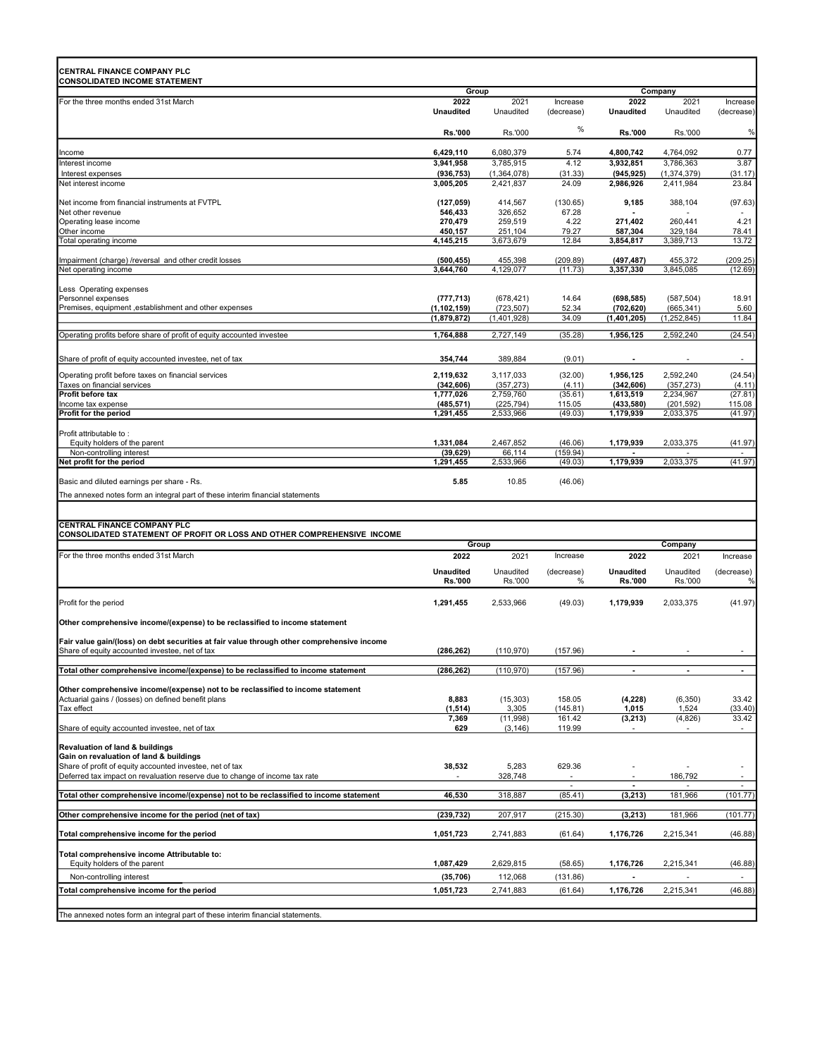**CENTRAL FINANCE COMPANY PLC**
**CONSOLIDATED INCOME STATEMENT**

| For the three months ended 31st March | Group 2022 Unaudited Rs.'000 | Group 2021 Unaudited Rs.'000 | Increase (decrease) % | Company 2022 Unaudited Rs.'000 | Company 2021 Unaudited Rs.'000 | Increase (decrease) % |
|---|---|---|---|---|---|---|
| Income | **6,429,110** | 6,080,379 | 5.74 | **4,800,742** | 4,764,092 | 0.77 |
| Interest income | **3,941,958** | 3,785,915 | 4.12 | **3,932,851** | 3,786,363 | 3.87 |
| Interest expenses | **(936,753)** | (1,364,078) | (31.33) | **(945,925)** | (1,374,379) | (31.17) |
| Net interest income | **3,005,205** | 2,421,837 | 24.09 | **2,986,926** | 2,411,984 | 23.84 |
| Net income from financial instruments at FVTPL | **(127,059)** | 414,567 | (130.65) | **9,185** | 388,104 | (97.63) |
| Net other revenue | **546,433** | 326,652 | 67.28 | **-** | - | - |
| Operating lease income | **270,479** | 259,519 | 4.22 | **271,402** | 260,441 | 4.21 |
| Other income | **450,157** | 251,104 | 79.27 | **587,304** | 329,184 | 78.41 |
| Total operating income | **4,145,215** | 3,673,679 | 12.84 | **3,854,817** | 3,389,713 | 13.72 |
| Impairment (charge) /reversal and other credit losses | **(500,455)** | 455,398 | (209.89) | **(497,487)** | 455,372 | (209.25) |
| Net operating income | **3,644,760** | 4,129,077 | (11.73) | **3,357,330** | 3,845,085 | (12.69) |
| Less Operating expenses | | | | | | |
| Personnel expenses | **(777,713)** | (678,421) | 14.64 | **(698,585)** | (587,504) | 18.91 |
| Premises, equipment ,establishment and other expenses | **(1,102,159)** | (723,507) | 52.34 | **(702,620)** | (665,341) | 5.60 |
| | **(1,879,872)** | (1,401,928) | 34.09 | **(1,401,205)** | (1,252,845) | 11.84 |
| Operating profits before share of profit of equity accounted investee | **1,764,888** | 2,727,149 | (35.28) | **1,956,125** | 2,592,240 | (24.54) |
| Share of profit of equity accounted investee, net of tax | **354,744** | 389,884 | (9.01) | **-** | - | - |
| Operating profit before taxes on financial services | **2,119,632** | 3,117,033 | (32.00) | **1,956,125** | 2,592,240 | (24.54) |
| Taxes on financial services | **(342,606)** | (357,273) | (4.11) | **(342,606)** | (357,273) | (4.11) |
| **Profit before tax** | **1,777,026** | 2,759,760 | (35.61) | **1,613,519** | 2,234,967 | (27.81) |
| Income tax expense | **(485,571)** | (225,794) | 115.05 | **(433,580)** | (201,592) | 115.08 |
| **Profit for the period** | **1,291,455** | 2,533,966 | (49.03) | **1,179,939** | 2,033,375 | (41.97) |
| Profit attributable to : | | | | | | |
| Equity holders of the parent | **1,331,084** | 2,467,852 | (46.06) | **1,179,939** | 2,033,375 | (41.97) |
| Non-controlling interest | **(39,629)** | 66,114 | (159.94) | **-** | - | - |
| **Net profit for the period** | **1,291,455** | 2,533,966 | (49.03) | **1,179,939** | 2,033,375 | (41.97) |
| Basic and diluted earnings per share - Rs. | **5.85** | 10.85 | (46.06) | | | |

The annexed notes form an integral part of these interim financial statements

**CENTRAL FINANCE COMPANY PLC**
**CONSOLIDATED STATEMENT OF PROFIT OR LOSS AND OTHER COMPREHENSIVE INCOME**

| For the three months ended 31st March | Group 2022 Unaudited Rs.'000 | Group 2021 Unaudited Rs.'000 | Increase (decrease) % | Company 2022 Unaudited Rs.'000 | Company 2021 Unaudited Rs.'000 | Increase (decrease) % |
|---|---|---|---|---|---|---|
| Profit for the period | **1,291,455** | 2,533,966 | (49.03) | **1,179,939** | 2,033,375 | (41.97) |
| **Other comprehensive income/(expense) to be reclassified to income statement** | | | | | | |
| **Fair value gain/(loss) on debt securities at fair value through other comprehensive income** | | | | | | |
| Share of equity accounted investee, net of tax | **(286,262)** | (110,970) | (157.96) | **-** | - | - |
| **Total other comprehensive income/(expense) to be reclassified to income statement** | **(286,262)** | (110,970) | (157.96) | **-** | **-** | **-** |
| **Other comprehensive income/(expense) not to be reclassified to income statement** | | | | | | |
| Actuarial gains / (losses) on defined benefit plans | **8,883** | (15,303) | 158.05 | **(4,228)** | (6,350) | 33.42 |
| Tax effect | **(1,514)** | 3,305 | (145.81) | **1,015** | 1,524 | (33.40) |
| | **7,369** | (11,998) | 161.42 | **(3,213)** | (4,826) | 33.42 |
| Share of equity accounted investee, net of tax | **629** | (3,146) | 119.99 | - | - | - |
| **Revaluation of land & buildings** | | | | | | |
| **Gain on revaluation of land & buildings** | | | | | | |
| Share of profit of equity accounted investee, net of tax | **38,532** | 5,283 | 629.36 | - | - | - |
| Deferred tax impact on revaluation reserve due to change of income tax rate | - | 328,748 | - | - | 186,792 | - |
| **Total other comprehensive income/(expense) not to be reclassified to income statement** | **46,530** | 318,887 | (85.41) | **(3,213)** | 181,966 | (101.77) |
| **Other comprehensive income for the period (net of tax)** | **(239,732)** | 207,917 | (215.30) | **(3,213)** | 181,966 | (101.77) |
| **Total comprehensive income for the period** | **1,051,723** | 2,741,883 | (61.64) | **1,176,726** | 2,215,341 | (46.88) |
| **Total comprehensive income Attributable to:** | | | | | | |
| Equity holders of the parent | **1,087,429** | 2,629,815 | (58.65) | **1,176,726** | 2,215,341 | (46.88) |
| Non-controlling interest | **(35,706)** | 112,068 | (131.86) | **-** | - | - |
| **Total comprehensive income for the period** | **1,051,723** | 2,741,883 | (61.64) | **1,176,726** | 2,215,341 | (46.88) |

The annexed notes form an integral part of these interim financial statements.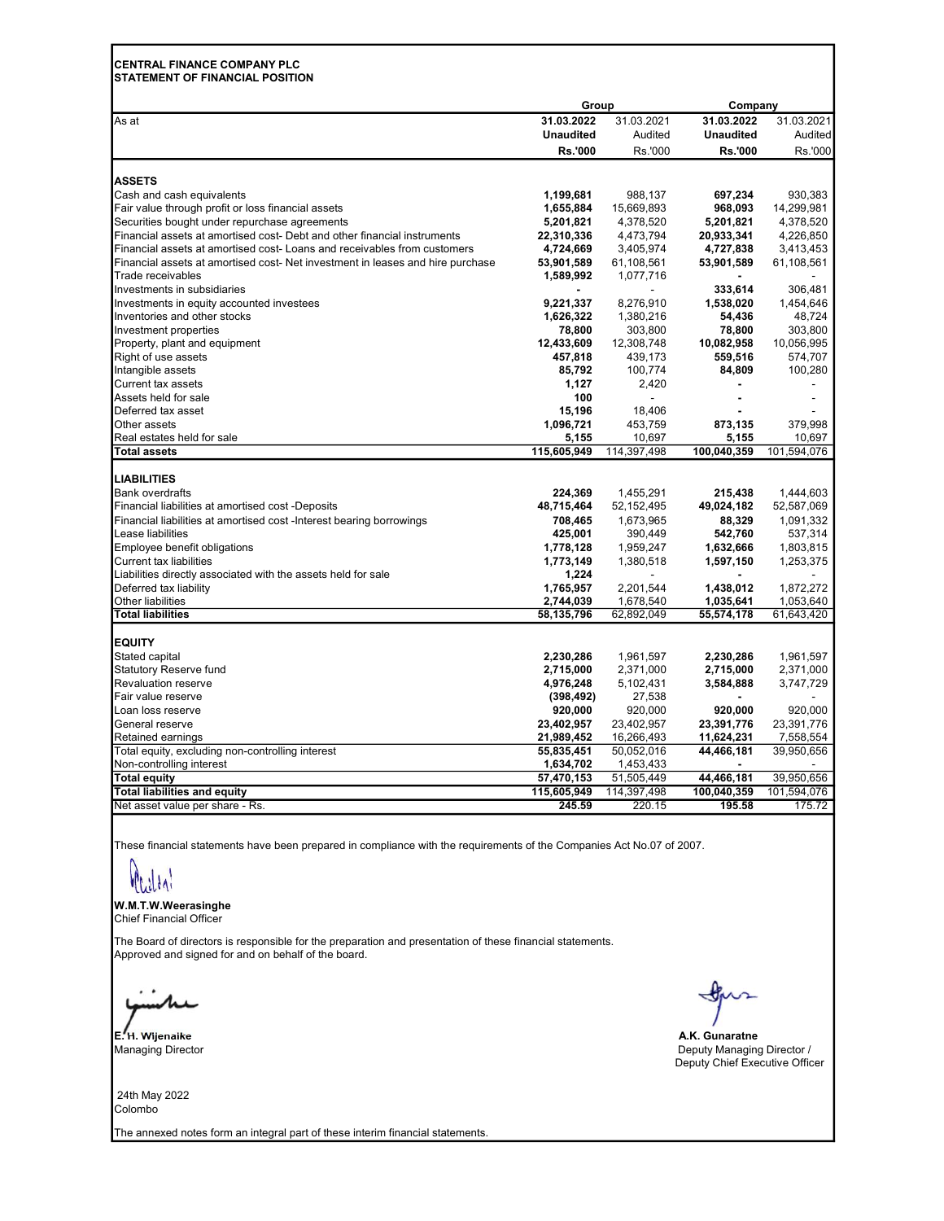**CENTRAL FINANCE COMPANY PLC**
**STATEMENT OF FINANCIAL POSITION**

| | Group | | Company | |
|---|---|---|---|---|
| As at | **31.03.2022** | 31.03.2021 | **31.03.2022** | 31.03.2021 |
| | **Unaudited** | Audited | **Unaudited** | Audited |
| | **Rs.'000** | Rs.'000 | **Rs.'000** | Rs.'000 |
| **ASSETS** | | | | |
| Cash and cash equivalents | **1,199,681** | 988,137 | **697,234** | 930,383 |
| Fair value through profit or loss financial assets | **1,655,884** | 15,669,893 | **968,093** | 14,299,981 |
| Securities bought under repurchase agreements | **5,201,821** | 4,378,520 | **5,201,821** | 4,378,520 |
| Financial assets at amortised cost- Debt and other financial instruments | **22,310,336** | 4,473,794 | **20,933,341** | 4,226,850 |
| Financial assets at amortised cost- Loans and receivables from customers | **4,724,669** | 3,405,974 | **4,727,838** | 3,413,453 |
| Financial assets at amortised cost- Net investment in leases and hire purchase | **53,901,589** | 61,108,561 | **53,901,589** | 61,108,561 |
| Trade receivables | **1,589,992** | 1,077,716 | **-** | - |
| Investments in subsidiaries | **-** | - | **333,614** | 306,481 |
| Investments in equity accounted investees | **9,221,337** | 8,276,910 | **1,538,020** | 1,454,646 |
| Inventories and other stocks | **1,626,322** | 1,380,216 | **54,436** | 48,724 |
| Investment properties | **78,800** | 303,800 | **78,800** | 303,800 |
| Property, plant and equipment | **12,433,609** | 12,308,748 | **10,082,958** | 10,056,995 |
| Right of use assets | **457,818** | 439,173 | **559,516** | 574,707 |
| Intangible assets | **85,792** | 100,774 | **84,809** | 100,280 |
| Current tax assets | **1,127** | 2,420 | **-** | - |
| Assets held for sale | **100** | - | **-** | - |
| Deferred tax asset | **15,196** | 18,406 | **-** | - |
| Other assets | **1,096,721** | 453,759 | **873,135** | 379,998 |
| Real estates held for sale | **5,155** | 10,697 | **5,155** | 10,697 |
| **Total assets** | **115,605,949** | 114,397,498 | **100,040,359** | 101,594,076 |
| **LIABILITIES** | | | | |
| Bank overdrafts | **224,369** | 1,455,291 | **215,438** | 1,444,603 |
| Financial liabilities at amortised cost -Deposits | **48,715,464** | 52,152,495 | **49,024,182** | 52,587,069 |
| Financial liabilities at amortised cost -Interest bearing borrowings | **708,465** | 1,673,965 | **88,329** | 1,091,332 |
| Lease liabilities | **425,001** | 390,449 | **542,760** | 537,314 |
| Employee benefit obligations | **1,778,128** | 1,959,247 | **1,632,666** | 1,803,815 |
| Current tax liabilities | **1,773,149** | 1,380,518 | **1,597,150** | 1,253,375 |
| Liabilities directly associated with the assets held for sale | **1,224** | - | **-** | - |
| Deferred tax liability | **1,765,957** | 2,201,544 | **1,438,012** | 1,872,272 |
| Other liabilities | **2,744,039** | 1,678,540 | **1,035,641** | 1,053,640 |
| **Total liabilities** | **58,135,796** | 62,892,049 | **55,574,178** | 61,643,420 |
| **EQUITY** | | | | |
| Stated capital | **2,230,286** | 1,961,597 | **2,230,286** | 1,961,597 |
| Statutory Reserve fund | **2,715,000** | 2,371,000 | **2,715,000** | 2,371,000 |
| Revaluation reserve | **4,976,248** | 5,102,431 | **3,584,888** | 3,747,729 |
| Fair value reserve | **(398,492)** | 27,538 | **-** | - |
| Loan loss reserve | **920,000** | 920,000 | **920,000** | 920,000 |
| General reserve | **23,402,957** | 23,402,957 | **23,391,776** | 23,391,776 |
| Retained earnings | **21,989,452** | 16,266,493 | **11,624,231** | 7,558,554 |
| Total equity, excluding non-controlling interest | **55,835,451** | 50,052,016 | **44,466,181** | 39,950,656 |
| Non-controlling interest | **1,634,702** | 1,453,433 | **-** | - |
| **Total equity** | **57,470,153** | 51,505,449 | **44,466,181** | 39,950,656 |
| **Total liabilities and equity** | **115,605,949** | 114,397,498 | **100,040,359** | 101,594,076 |
| Net asset value per share - Rs. | **245.59** | 220.15 | **195.58** | 175.72 |

These financial statements have been prepared in compliance with the requirements of the Companies Act No.07 of 2007.

**W.M.T.W.Weerasinghe**
Chief Financial Officer

The Board of directors is responsible for the preparation and presentation of these financial statements.
Approved and signed for and on behalf of the board.

**E. H. Wijenaike**
Managing Director

**A.K. Gunaratne**
Deputy Managing Director /
Deputy Chief Executive Officer

24th May 2022
Colombo

The annexed notes form an integral part of these interim financial statements.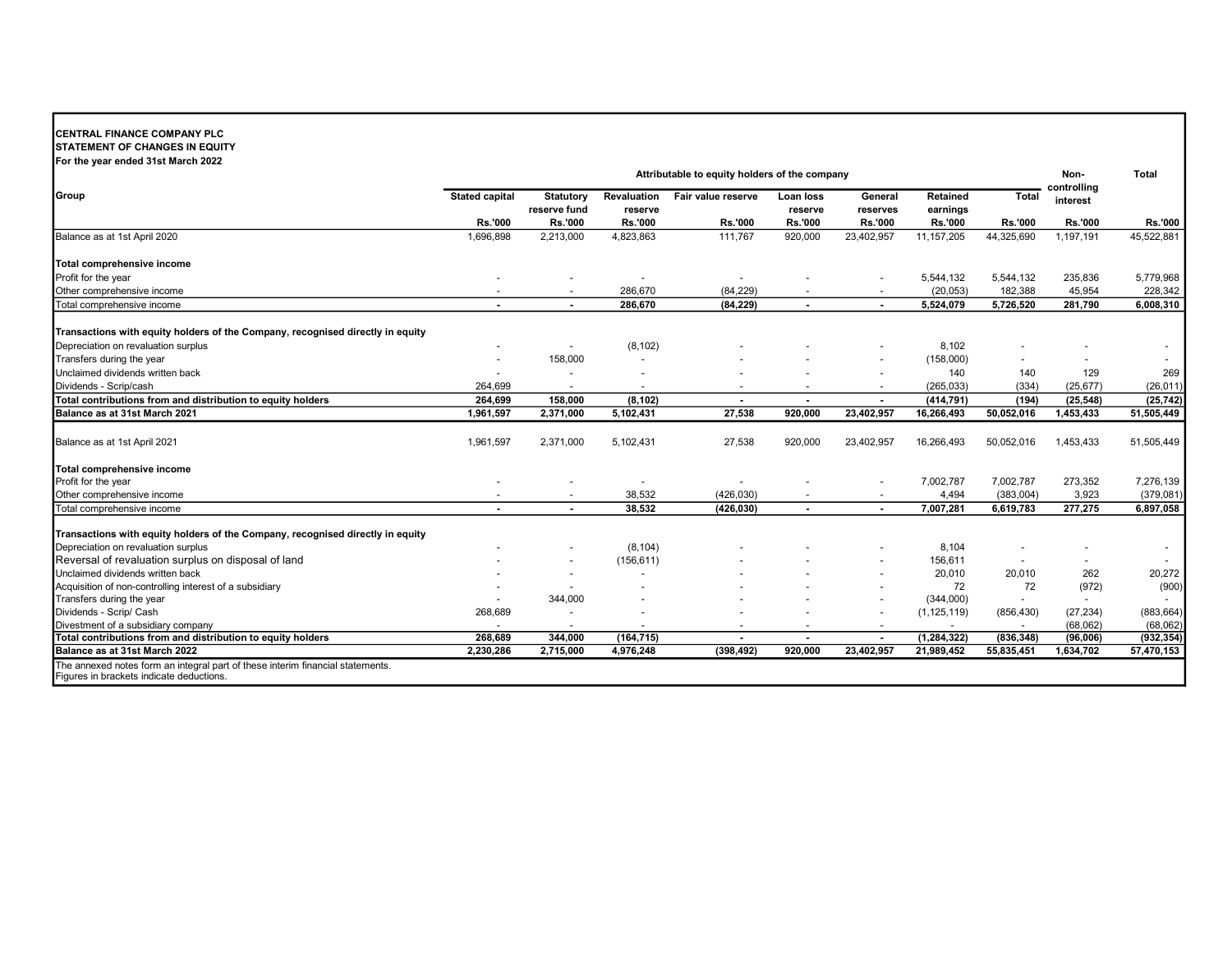**CENTRAL FINANCE COMPANY PLC**
**STATEMENT OF CHANGES IN EQUITY**
**For the year ended 31st March 2022**

| Group | Attributable to equity holders of the company | | | | | | | | Non-controlling interest | Total |
|---|---|---|---|---|---|---|---|---|---|---|
| | Stated capital | Statutory reserve fund | Revaluation reserve | Fair value reserve | Loan loss reserve | General reserves | Retained earnings | Total | | |
| | Rs.'000 | Rs.'000 | Rs.'000 | Rs.'000 | Rs.'000 | Rs.'000 | Rs.'000 | Rs.'000 | Rs.'000 | Rs.'000 |
| Balance as at 1st April 2020 | 1,696,898 | 2,213,000 | 4,823,863 | 111,767 | 920,000 | 23,402,957 | 11,157,205 | 44,325,690 | 1,197,191 | 45,522,881 |
| **Total comprehensive income** | | | | | | | | | | |
| Profit for the year | - | - | - | - | - | - | 5,544,132 | 5,544,132 | 235,836 | 5,779,968 |
| Other comprehensive income | - | - | 286,670 | (84,229) | - | - | (20,053) | 182,388 | 45,954 | 228,342 |
| Total comprehensive income | **-** | **-** | **286,670** | **(84,229)** | **-** | **-** | **5,524,079** | **5,726,520** | **281,790** | **6,008,310** |
| **Transactions with equity holders of the Company, recognised directly in equity** | | | | | | | | | | |
| Depreciation on revaluation surplus | - | - | (8,102) | - | - | - | 8,102 | - | - | - |
| Transfers during the year | - | 158,000 | - | - | - | - | (158,000) | - | - | - |
| Unclaimed dividends written back | - | - | - | - | - | - | 140 | 140 | 129 | 269 |
| Dividends - Scrip/cash | 264,699 | - | - | - | - | - | (265,033) | (334) | (25,677) | (26,011) |
| **Total contributions from and distribution to equity holders** | **264,699** | **158,000** | **(8,102)** | **-** | **-** | **-** | **(414,791)** | **(194)** | **(25,548)** | **(25,742)** |
| **Balance as at 31st March 2021** | **1,961,597** | **2,371,000** | **5,102,431** | **27,538** | **920,000** | **23,402,957** | **16,266,493** | **50,052,016** | **1,453,433** | **51,505,449** |
| Balance as at 1st April 2021 | 1,961,597 | 2,371,000 | 5,102,431 | 27,538 | 920,000 | 23,402,957 | 16,266,493 | 50,052,016 | 1,453,433 | 51,505,449 |
| **Total comprehensive income** | | | | | | | | | | |
| Profit for the year | - | - | - | - | - | - | 7,002,787 | 7,002,787 | 273,352 | 7,276,139 |
| Other comprehensive income | - | - | 38,532 | (426,030) | - | - | 4,494 | (383,004) | 3,923 | (379,081) |
| Total comprehensive income | **-** | **-** | **38,532** | **(426,030)** | **-** | **-** | **7,007,281** | **6,619,783** | **277,275** | **6,897,058** |
| **Transactions with equity holders of the Company, recognised directly in equity** | | | | | | | | | | |
| Depreciation on revaluation surplus | - | - | (8,104) | - | - | - | 8,104 | - | - | - |
| Reversal of revaluation surplus on disposal of land | - | - | (156,611) | - | - | - | 156,611 | - | - | - |
| Unclaimed dividends written back | - | - | - | - | - | - | 20,010 | 20,010 | 262 | 20,272 |
| Acquisition of non-controlling interest of a subsidiary | - | - | - | - | - | - | 72 | 72 | (972) | (900) |
| Transfers during the year | - | 344,000 | - | - | - | - | (344,000) | - | - | - |
| Dividends - Scrip/ Cash | 268,689 | - | - | - | - | - | (1,125,119) | (856,430) | (27,234) | (883,664) |
| Divestment of a subsidiary company | - | - | - | - | - | - | - | - | (68,062) | (68,062) |
| **Total contributions from and distribution to equity holders** | **268,689** | **344,000** | **(164,715)** | **-** | **-** | **-** | **(1,284,322)** | **(836,348)** | **(96,006)** | **(932,354)** |
| **Balance as at 31st March 2022** | **2,230,286** | **2,715,000** | **4,976,248** | **(398,492)** | **920,000** | **23,402,957** | **21,989,452** | **55,835,451** | **1,634,702** | **57,470,153** |

The annexed notes form an integral part of these interim financial statements.
Figures in brackets indicate deductions.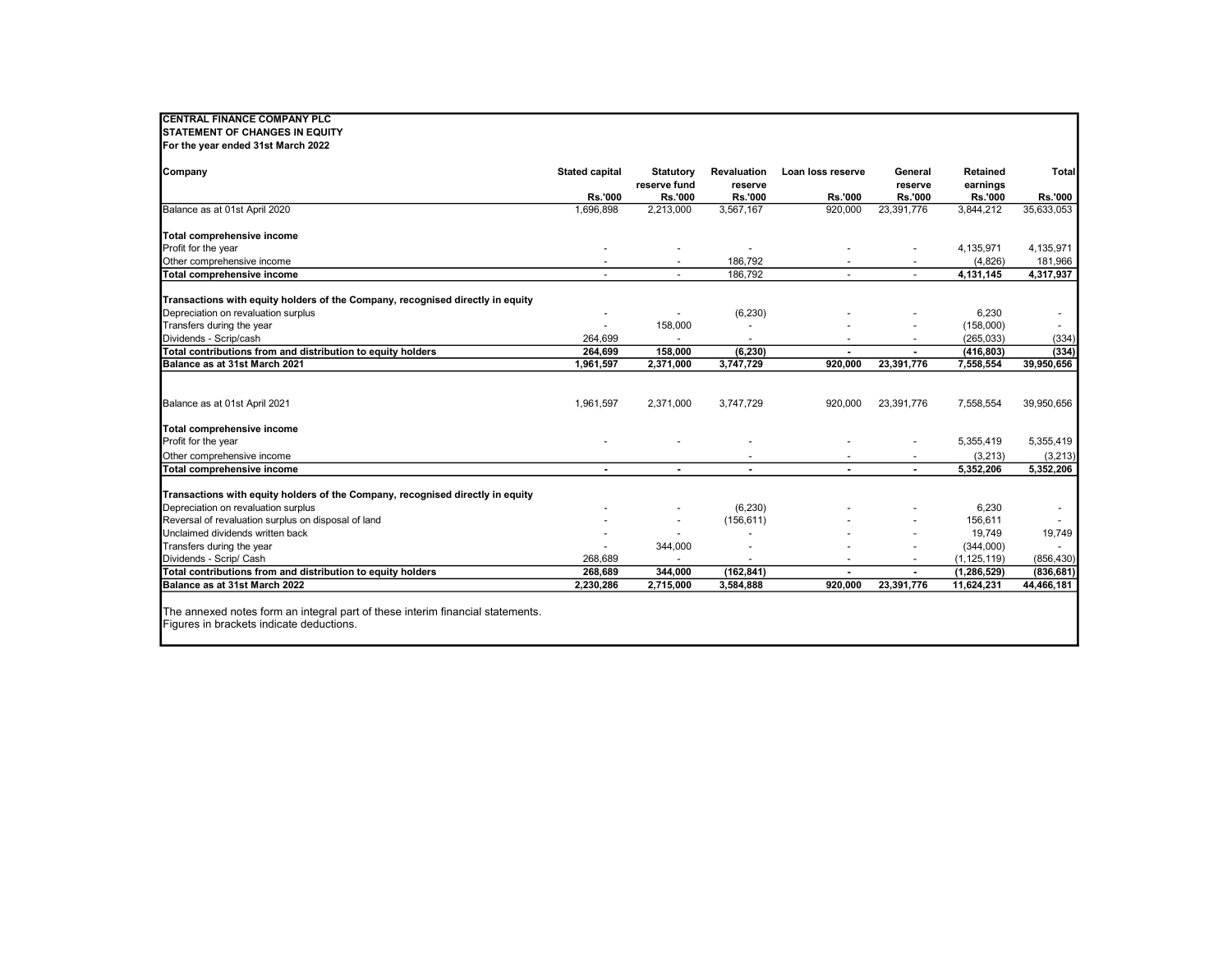**CENTRAL FINANCE COMPANY PLC**
**STATEMENT OF CHANGES IN EQUITY**
**For the year ended 31st March 2022**

| Company | Stated capital | Statutory reserve fund | Revaluation reserve | Loan loss reserve | General reserve | Retained earnings | Total |
|---|---|---|---|---|---|---|---|
| | Rs.'000 | Rs.'000 | Rs.'000 | Rs.'000 | Rs.'000 | Rs.'000 | Rs.'000 |
| Balance as at 01st April 2020 | 1,696,898 | 2,213,000 | 3,567,167 | 920,000 | 23,391,776 | 3,844,212 | 35,633,053 |
| **Total comprehensive income** | | | | | | | |
| Profit for the year | - | - | - | - | - | 4,135,971 | 4,135,971 |
| Other comprehensive income | - | - | 186,792 | - | - | (4,826) | 181,966 |
| **Total comprehensive income** | - | - | 186,792 | - | - | **4,131,145** | **4,317,937** |
| **Transactions with equity holders of the Company, recognised directly in equity** | | | | | | | |
| Depreciation on revaluation surplus | - | - | (6,230) | - | - | 6,230 | - |
| Transfers during the year | - | 158,000 | - | - | - | (158,000) | - |
| Dividends - Scrip/cash | 264,699 | - | - | - | - | (265,033) | (334) |
| **Total contributions from and distribution to equity holders** | **264,699** | **158,000** | **(6,230)** | **-** | **-** | **(416,803)** | **(334)** |
| **Balance as at 31st March 2021** | **1,961,597** | **2,371,000** | **3,747,729** | **920,000** | **23,391,776** | **7,558,554** | **39,950,656** |
| Balance as at 01st April 2021 | 1,961,597 | 2,371,000 | 3,747,729 | 920,000 | 23,391,776 | 7,558,554 | 39,950,656 |
| **Total comprehensive income** | | | | | | | |
| Profit for the year | - | - | - | - | - | 5,355,419 | 5,355,419 |
| Other comprehensive income | | | - | - | - | (3,213) | (3,213) |
| **Total comprehensive income** | **-** | **-** | **-** | **-** | **-** | **5,352,206** | **5,352,206** |
| **Transactions with equity holders of the Company, recognised directly in equity** | | | | | | | |
| Depreciation on revaluation surplus | - | - | (6,230) | - | - | 6,230 | - |
| Reversal of revaluation surplus on disposal of land | - | - | (156,611) | - | - | 156,611 | - |
| Unclaimed dividends written back | - | - | - | - | - | 19,749 | 19,749 |
| Transfers during the year | - | 344,000 | - | - | - | (344,000) | - |
| Dividends - Scrip/ Cash | 268,689 | - | - | - | - | (1,125,119) | (856,430) |
| **Total contributions from and distribution to equity holders** | **268,689** | **344,000** | **(162,841)** | **-** | **-** | **(1,286,529)** | **(836,681)** |
| **Balance as at 31st March 2022** | **2,230,286** | **2,715,000** | **3,584,888** | **920,000** | **23,391,776** | **11,624,231** | **44,466,181** |

The annexed notes form an integral part of these interim financial statements.
Figures in brackets indicate deductions.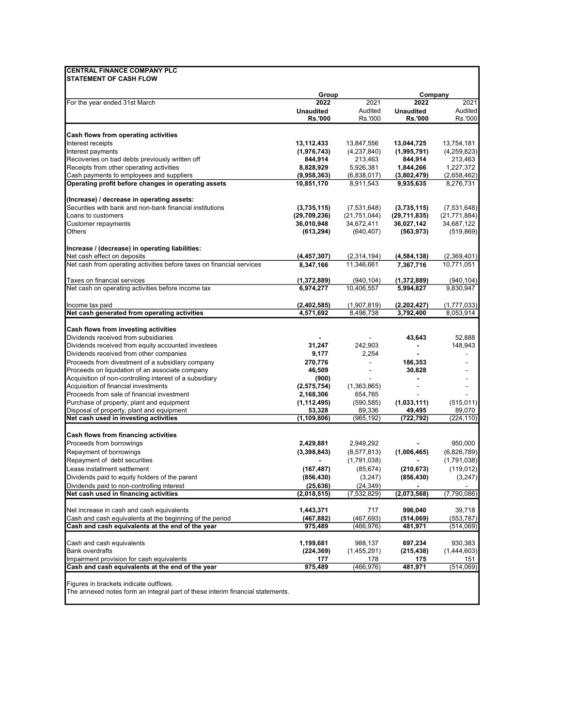**CENTRAL FINANCE COMPANY PLC**
**STATEMENT OF CASH FLOW**

| For the year ended 31st March | Group | | Company | |
|---|---|---|---|---|
| | **2022** | 2021 | **2022** | 2021 |
| | **Unaudited** | Audited | **Unaudited** | Audited |
| | **Rs.'000** | Rs.'000 | **Rs.'000** | Rs.'000 |
| **Cash flows from operating activities** | | | | |
| Interest receipts | **13,112,433** | 13,847,556 | **13,044,725** | 13,754,181 |
| Interest payments | **(1,976,743)** | (4,237,840) | **(1,995,791)** | (4,259,823) |
| Recoveries on bad debts previously written off | **844,914** | 213,463 | **844,914** | 213,463 |
| Receipts from other operating activities | **8,828,929** | 5,926,381 | **1,844,266** | 1,227,372 |
| Cash payments to employees and suppliers | **(9,958,363)** | (6,838,017) | **(3,802,479)** | (2,658,462) |
| **Operating profit before changes in operating assets** | **10,851,170** | 8,911,543 | **9,935,635** | 8,276,731 |
| **(Increase) / decrease in operating assets:** | | | | |
| Securities with bank and non-bank financial institutions | **(3,735,115)** | (7,531,648) | **(3,735,115)** | (7,531,648) |
| Loans to customers | **(29,709,236)** | (21,751,044) | **(29,711,835)** | (21,771,884) |
| Customer repayments | **36,010,948** | 34,672,411 | **36,027,142** | 34,687,122 |
| Others | **(613,294)** | (640,407) | **(563,973)** | (519,869) |
| **Increase / (decrease) in operating liabilities:** | | | | |
| Net cash effect on deposits | **(4,457,307)** | (2,314,194) | **(4,584,138)** | (2,369,401) |
| Net cash from operating activities before taxes on financial services | **8,347,166** | 11,346,661 | **7,367,716** | 10,771,051 |
| Taxes on financial services | **(1,372,889)** | (940,104) | **(1,372,889)** | (940,104) |
| Net cash on operating activities before income tax | **6,974,277** | 10,406,557 | **5,994,827** | 9,830,947 |
| Income tax paid | **(2,402,585)** | (1,907,819) | **(2,202,427)** | (1,777,033) |
| **Net cash generated from operating activities** | **4,571,692** | 8,498,738 | **3,792,400** | 8,053,914 |
| **Cash flows from investing activities** | | | | |
| Dividends received from subsidiaries | **-** | - | **43,643** | 52,888 |
| Dividends received from equity accounted investees | **31,247** | 242,903 | **-** | 148,943 |
| Dividends received from other companies | **9,177** | 2,254 | **-** | - |
| Proceeds from divestment of a subsidiary company | **270,776** | - | **186,353** | - |
| Proceeds on liquidation of an associate company | **46,509** | - | **30,828** | - |
| Acquisition of non-controlling interest of a subsidiary | **(900)** | - | **-** | - |
| Acquisition of financial investments | **(2,575,754)** | (1,363,865) | - | - |
| Proceeds from sale of financial investment | **2,168,306** | 654,765 | - | - |
| Purchase of property, plant and equipment | **(1,112,495)** | (590,585) | **(1,033,111)** | (515,011) |
| Disposal of property, plant and equipment | **53,328** | 89,336 | **49,495** | 89,070 |
| **Net cash used in investing activities** | **(1,109,806)** | (965,192) | **(722,792)** | (224,110) |
| **Cash flows from financing activities** | | | | |
| Proceeds from borrowings | **2,429,881** | 2,949,292 | **-** | 950,000 |
| Repayment of borrowings | **(3,398,843)** | (8,577,813) | **(1,006,465)** | (6,826,789) |
| Repayment of debt securities | **-** | (1,791,038) | **-** | (1,791,038) |
| Lease installment settlement | **(167,487)** | (85,674) | **(210,673)** | (119,012) |
| Dividends paid to equity holders of the parent | **(856,430)** | (3,247) | **(856,430)** | (3,247) |
| Dividends paid to non-controlling interest | **(25,636)** | (24,349) | **-** | - |
| **Net cash used in financing activities** | **(2,018,515)** | (7,532,829) | **(2,073,568)** | (7,790,086) |
| Net increase in cash and cash equivalents | **1,443,371** | 717 | **996,040** | 39,718 |
| Cash and cash equivalents at the beginning of the period | **(467,882)** | (467,693) | **(514,069)** | (553,787) |
| **Cash and cash equivalents at the end of the year** | **975,489** | (466,976) | **481,971** | (514,069) |
| Cash and cash equivalents | **1,199,681** | 988,137 | **697,234** | 930,383 |
| Bank overdrafts | **(224,369)** | (1,455,291) | **(215,438)** | (1,444,603) |
| Impairment provision for cash equivalents | **177** | 178 | **175** | 151 |
| **Cash and cash equivalents at the end of the year** | **975,489** | (466,976) | **481,971** | (514,069) |

Figures in brackets indicate outflows.
The annexed notes form an integral part of these interim financial statements.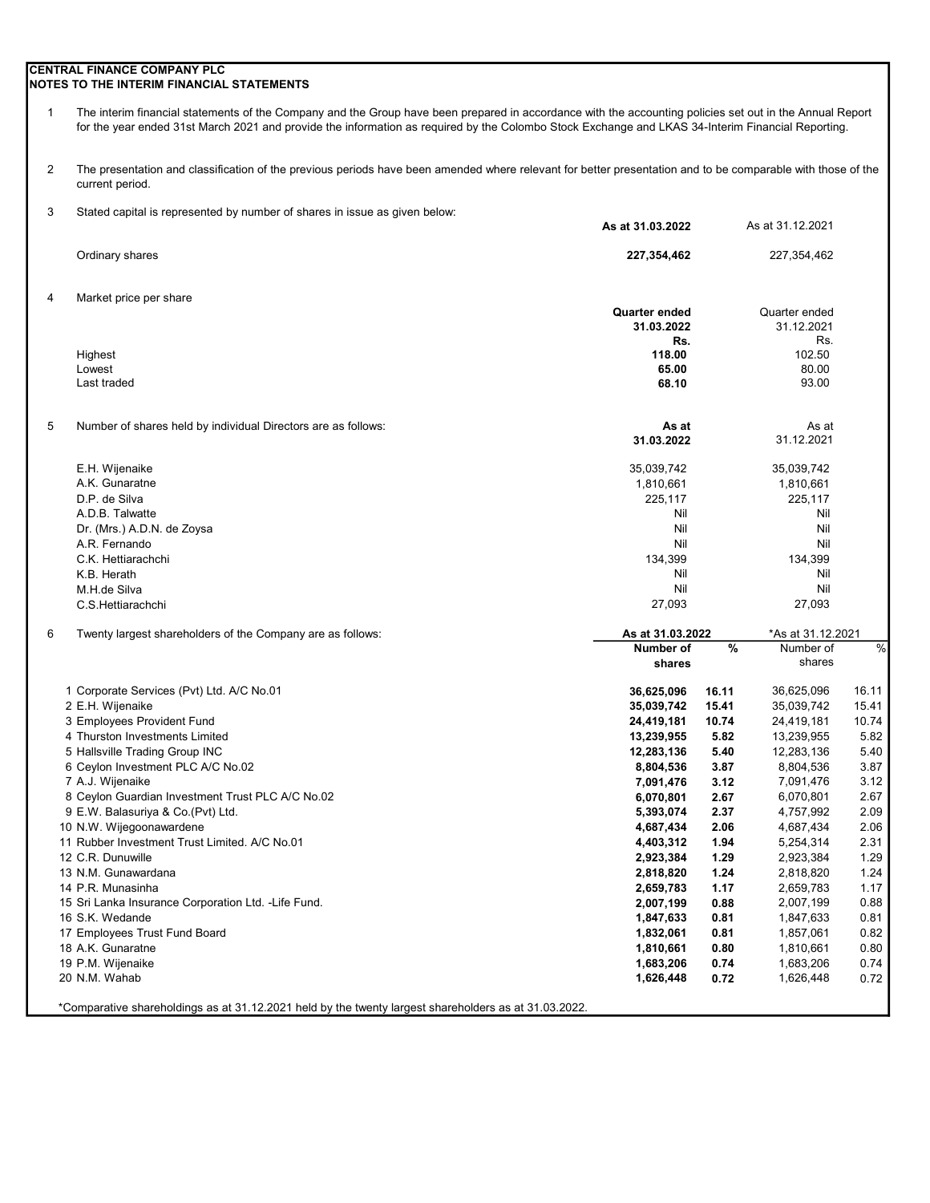**CENTRAL FINANCE COMPANY PLC**
**NOTES TO THE INTERIM FINANCIAL STATEMENTS**

1. The interim financial statements of the Company and the Group have been prepared in accordance with the accounting policies set out in the Annual Report for the year ended 31st March 2021 and provide the information as required by the Colombo Stock Exchange and LKAS 34-Interim Financial Reporting.

2. The presentation and classification of the previous periods have been amended where relevant for better presentation and to be comparable with those of the current period.

3. Stated capital is represented by number of shares in issue as given below:

| | **As at 31.03.2022** | As at 31.12.2021 |
|---|---|---|
| Ordinary shares | **227,354,462** | 227,354,462 |

4. Market price per share

| | **Quarter ended 31.03.2022 Rs.** | Quarter ended 31.12.2021 Rs. |
|---|---|---|
| Highest | **118.00** | 102.50 |
| Lowest | **65.00** | 80.00 |
| Last traded | **68.10** | 93.00 |

5. Number of shares held by individual Directors are as follows:

| | **As at 31.03.2022** | As at 31.12.2021 |
|---|---|---|
| E.H. Wijenaike | 35,039,742 | 35,039,742 |
| A.K. Gunaratne | 1,810,661 | 1,810,661 |
| D.P. de Silva | 225,117 | 225,117 |
| A.D.B. Talwatte | Nil | Nil |
| Dr. (Mrs.) A.D.N. de Zoysa | Nil | Nil |
| A.R. Fernando | Nil | Nil |
| C.K. Hettiarachchi | 134,399 | 134,399 |
| K.B. Herath | Nil | Nil |
| M.H.de Silva | Nil | Nil |
| C.S.Hettiarachchi | 27,093 | 27,093 |

6. Twenty largest shareholders of the Company are as follows:

| | **As at 31.03.2022** | | *As at 31.12.2021 | |
|---|---|---|---|---|
| | **Number of shares** | **%** | Number of shares | % |
| 1 Corporate Services (Pvt) Ltd. A/C No.01 | **36,625,096** | **16.11** | 36,625,096 | 16.11 |
| 2 E.H. Wijenaike | **35,039,742** | **15.41** | 35,039,742 | 15.41 |
| 3 Employees Provident Fund | **24,419,181** | **10.74** | 24,419,181 | 10.74 |
| 4 Thurston Investments Limited | **13,239,955** | **5.82** | 13,239,955 | 5.82 |
| 5 Hallsville Trading Group INC | **12,283,136** | **5.40** | 12,283,136 | 5.40 |
| 6 Ceylon Investment PLC A/C No.02 | **8,804,536** | **3.87** | 8,804,536 | 3.87 |
| 7 A.J. Wijenaike | **7,091,476** | **3.12** | 7,091,476 | 3.12 |
| 8 Ceylon Guardian Investment Trust PLC A/C No.02 | **6,070,801** | **2.67** | 6,070,801 | 2.67 |
| 9 E.W. Balasuriya & Co.(Pvt) Ltd. | **5,393,074** | **2.37** | 4,757,992 | 2.09 |
| 10 N.W. Wijegoonawardene | **4,687,434** | **2.06** | 4,687,434 | 2.06 |
| 11 Rubber Investment Trust Limited. A/C No.01 | **4,403,312** | **1.94** | 5,254,314 | 2.31 |
| 12 C.R. Dunuwille | **2,923,384** | **1.29** | 2,923,384 | 1.29 |
| 13 N.M. Gunawardana | **2,818,820** | **1.24** | 2,818,820 | 1.24 |
| 14 P.R. Munasinha | **2,659,783** | **1.17** | 2,659,783 | 1.17 |
| 15 Sri Lanka Insurance Corporation Ltd. -Life Fund. | **2,007,199** | **0.88** | 2,007,199 | 0.88 |
| 16 S.K. Wedande | **1,847,633** | **0.81** | 1,847,633 | 0.81 |
| 17 Employees Trust Fund Board | **1,832,061** | **0.81** | 1,857,061 | 0.82 |
| 18 A.K. Gunaratne | **1,810,661** | **0.80** | 1,810,661 | 0.80 |
| 19 P.M. Wijenaike | **1,683,206** | **0.74** | 1,683,206 | 0.74 |
| 20 N.M. Wahab | **1,626,448** | **0.72** | 1,626,448 | 0.72 |

*Comparative shareholdings as at 31.12.2021 held by the twenty largest shareholders as at 31.03.2022.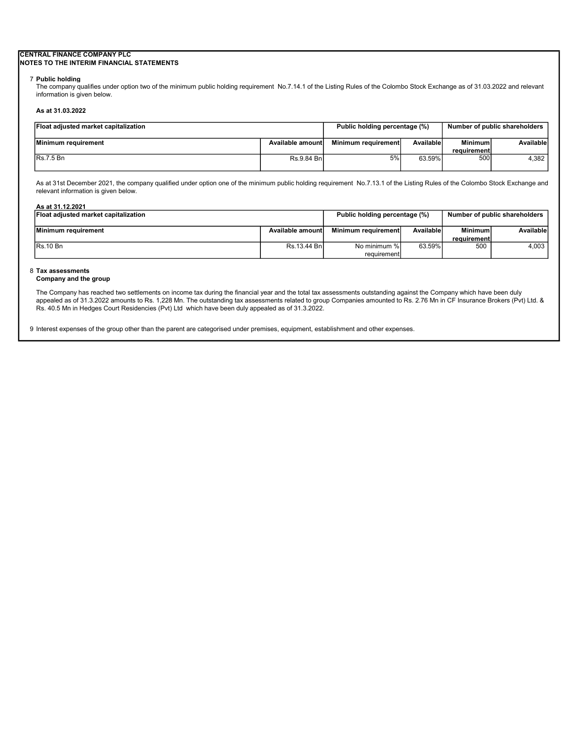**CENTRAL FINANCE COMPANY PLC**
**NOTES TO THE INTERIM FINANCIAL STATEMENTS**

7 **Public holding**
The company qualifies under option two of the minimum public holding requirement No.7.14.1 of the Listing Rules of the Colombo Stock Exchange as of 31.03.2022 and relevant information is given below.

**As at 31.03.2022**

| **Float adjusted market capitalization** | | **Public holding percentage (%)** | | **Number of public shareholders** | |
|---|---|---|---|---|---|
| **Minimum requirement** | **Available amount** | **Minimum requirement** | **Available** | **Minimum requirement** | **Available** |
| Rs.7.5 Bn | Rs.9.84 Bn | 5% | 63.59% | 500 | 4,382 |

As at 31st December 2021, the company qualified under option one of the minimum public holding requirement No.7.13.1 of the Listing Rules of the Colombo Stock Exchange and relevant information is given below.

**As at 31.12.2021**

| **Float adjusted market capitalization** | | **Public holding percentage (%)** | | **Number of public shareholders** | |
|---|---|---|---|---|---|
| **Minimum requirement** | **Available amount** | **Minimum requirement** | **Available** | **Minimum requirement** | **Available** |
| Rs.10 Bn | Rs.13.44 Bn | No minimum % requirement | 63.59% | 500 | 4,003 |

8 **Tax assessments**
**Company and the group**

The Company has reached two settlements on income tax during the financial year and the total tax assessments outstanding against the Company which have been duly appealed as of 31.3.2022 amounts to Rs. 1,228 Mn. The outstanding tax assessments related to group Companies amounted to Rs. 2.76 Mn in CF Insurance Brokers (Pvt) Ltd. & Rs. 40.5 Mn in Hedges Court Residencies (Pvt) Ltd which have been duly appealed as of 31.3.2022.

9 Interest expenses of the group other than the parent are categorised under premises, equipment, establishment and other expenses.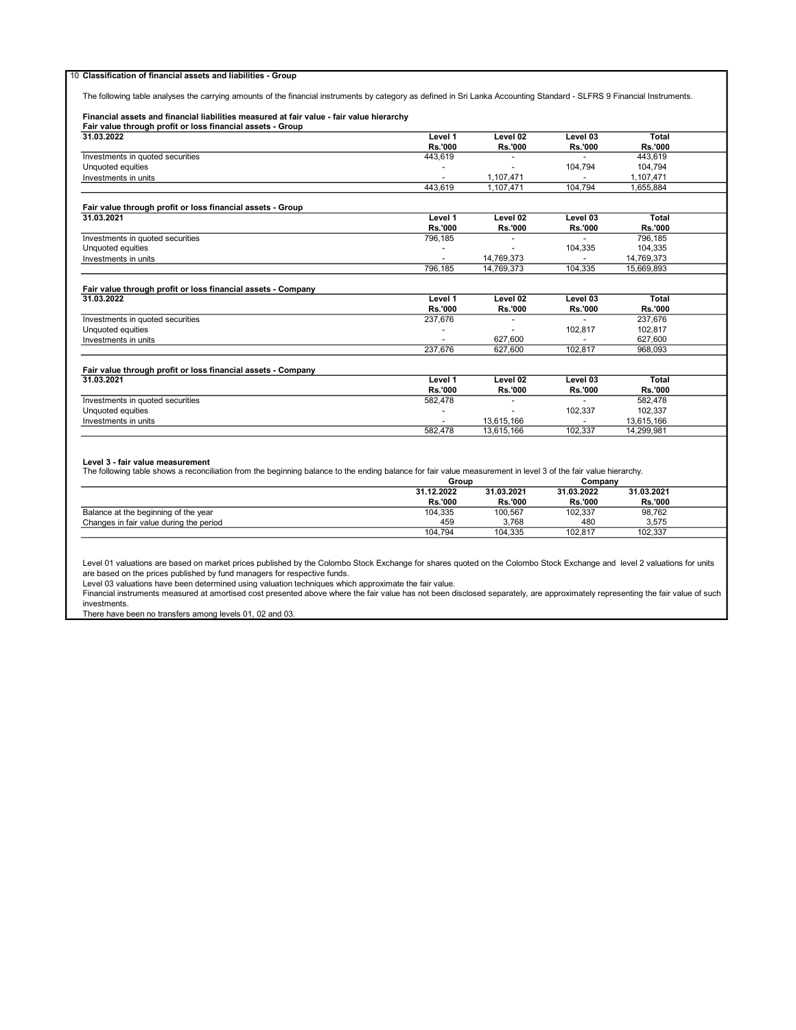## 10 Classification of financial assets and liabilities - Group

The following table analyses the carrying amounts of the financial instruments by category as defined in Sri Lanka Accounting Standard - SLFRS 9 Financial Instruments.

### Financial assets and financial liabilities measured at fair value - fair value hierarchy

**Fair value through profit or loss financial assets - Group**

| 31.03.2022 | Level 1 | Level 02 | Level 03 | Total |
|---|---|---|---|---|
| | Rs.'000 | Rs.'000 | Rs.'000 | Rs.'000 |
| Investments in quoted securities | 443,619 | - | - | 443,619 |
| Unquoted equities | - | - | 104,794 | 104,794 |
| Investments in units | - | 1,107,471 | - | 1,107,471 |
| | 443,619 | 1,107,471 | 104,794 | 1,655,884 |

**Fair value through profit or loss financial assets - Group**

| 31.03.2021 | Level 1 | Level 02 | Level 03 | Total |
|---|---|---|---|---|
| | Rs.'000 | Rs.'000 | Rs.'000 | Rs.'000 |
| Investments in quoted securities | 796,185 | - | - | 796,185 |
| Unquoted equities | - | - | 104,335 | 104,335 |
| Investments in units | - | 14,769,373 | - | 14,769,373 |
| | 796,185 | 14,769,373 | 104,335 | 15,669,893 |

**Fair value through profit or loss financial assets - Company**

| 31.03.2022 | Level 1 | Level 02 | Level 03 | Total |
|---|---|---|---|---|
| | Rs.'000 | Rs.'000 | Rs.'000 | Rs.'000 |
| Investments in quoted securities | 237,676 | - | - | 237,676 |
| Unquoted equities | - | - | 102,817 | 102,817 |
| Investments in units | - | 627,600 | - | 627,600 |
| | 237,676 | 627,600 | 102,817 | 968,093 |

**Fair value through profit or loss financial assets - Company**

| 31.03.2021 | Level 1 | Level 02 | Level 03 | Total |
|---|---|---|---|---|
| | Rs.'000 | Rs.'000 | Rs.'000 | Rs.'000 |
| Investments in quoted securities | 582,478 | - | - | 582,478 |
| Unquoted equities | - | - | 102,337 | 102,337 |
| Investments in units | - | 13,615,166 | - | 13,615,166 |
| | 582,478 | 13,615,166 | 102,337 | 14,299,981 |

### Level 3 - fair value measurement

The following table shows a reconciliation from the beginning balance to the ending balance for fair value measurement in level 3 of the fair value hierarchy.

| | Group | | Company | |
|---|---|---|---|---|
| | 31.12.2022 | 31.03.2021 | 31.03.2022 | 31.03.2021 |
| | Rs.'000 | Rs.'000 | Rs.'000 | Rs.'000 |
| Balance at the beginning of the year | 104,335 | 100,567 | 102,337 | 98,762 |
| Changes in fair value during the period | 459 | 3,768 | 480 | 3,575 |
| | 104,794 | 104,335 | 102,817 | 102,337 |

Level 01 valuations are based on market prices published by the Colombo Stock Exchange for shares quoted on the Colombo Stock Exchange and level 2 valuations for units are based on the prices published by fund managers for respective funds.

Level 03 valuations have been determined using valuation techniques which approximate the fair value.

Financial instruments measured at amortised cost presented above where the fair value has not been disclosed separately, are approximately representing the fair value of such investments.

There have been no transfers among levels 01, 02 and 03.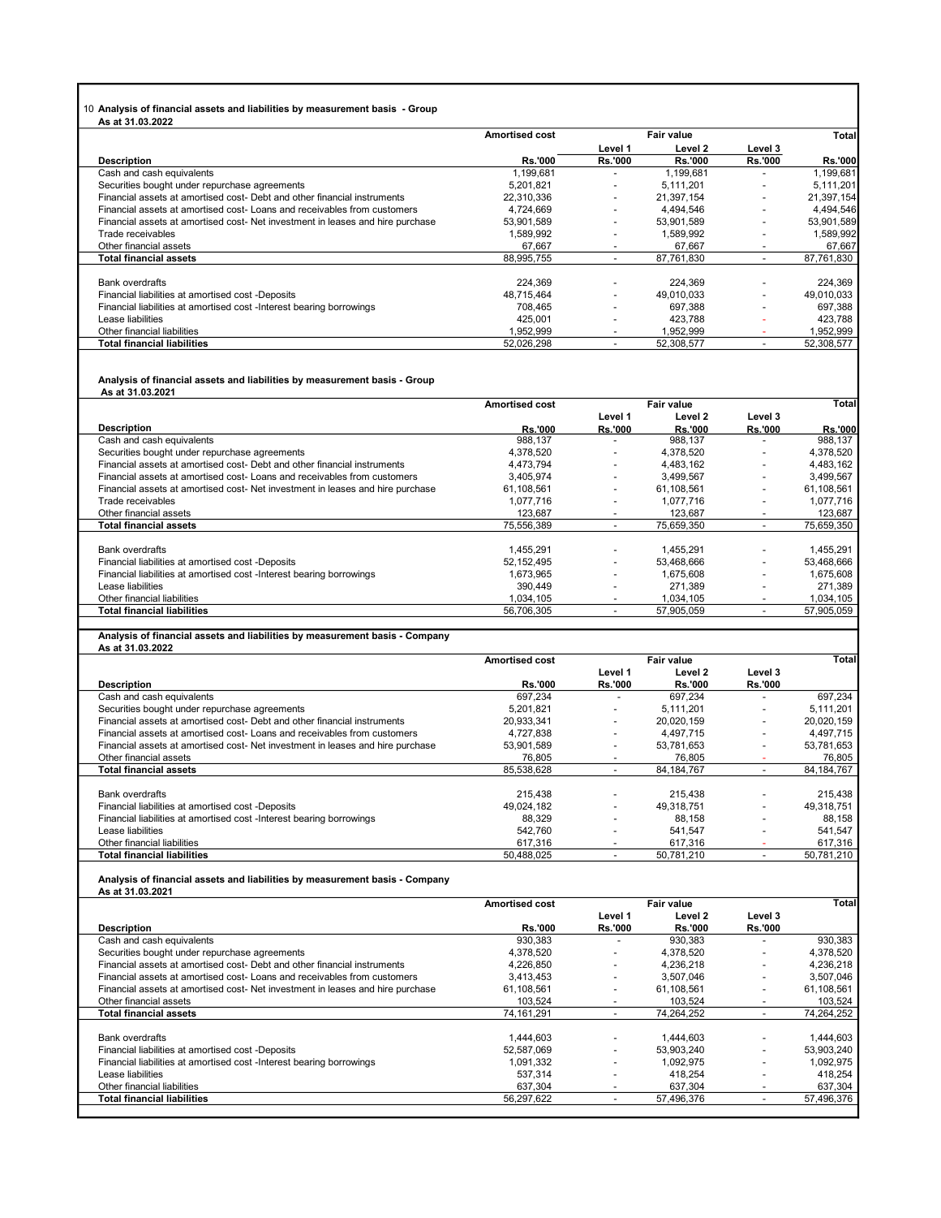## 10 Analysis of financial assets and liabilities by measurement basis - Group

**As at 31.03.2022**

| Description | Amortised cost | Fair value | | | Total |
|---|---|---|---|---|---|
| | | Level 1 | Level 2 | Level 3 | |
| | Rs.'000 | Rs.'000 | Rs.'000 | Rs.'000 | Rs.'000 |
| Cash and cash equivalents | 1,199,681 | - | 1,199,681 | - | 1,199,681 |
| Securities bought under repurchase agreements | 5,201,821 | - | 5,111,201 | - | 5,111,201 |
| Financial assets at amortised cost- Debt and other financial instruments | 22,310,336 | - | 21,397,154 | - | 21,397,154 |
| Financial assets at amortised cost- Loans and receivables from customers | 4,724,669 | - | 4,494,546 | - | 4,494,546 |
| Financial assets at amortised cost- Net investment in leases and hire purchase | 53,901,589 | - | 53,901,589 | - | 53,901,589 |
| Trade receivables | 1,589,992 | - | 1,589,992 | - | 1,589,992 |
| Other financial assets | 67,667 | - | 67,667 | - | 67,667 |
| **Total financial assets** | 88,995,755 | - | 87,761,830 | - | 87,761,830 |
| | | | | | |
| Bank overdrafts | 224,369 | - | 224,369 | - | 224,369 |
| Financial liabilities at amortised cost -Deposits | 48,715,464 | - | 49,010,033 | - | 49,010,033 |
| Financial liabilities at amortised cost -Interest bearing borrowings | 708,465 | - | 697,388 | - | 697,388 |
| Lease liabilities | 425,001 | - | 423,788 | - | 423,788 |
| Other financial liabilities | 1,952,999 | - | 1,952,999 | - | 1,952,999 |
| **Total financial liabilities** | 52,026,298 | - | 52,308,577 | - | 52,308,577 |

**Analysis of financial assets and liabilities by measurement basis - Group**

**As at 31.03.2021**

| Description | Amortised cost | Fair value | | | Total |
|---|---|---|---|---|---|
| | | Level 1 | Level 2 | Level 3 | |
| | Rs.'000 | Rs.'000 | Rs.'000 | Rs.'000 | Rs.'000 |
| Cash and cash equivalents | 988,137 | - | 988,137 | - | 988,137 |
| Securities bought under repurchase agreements | 4,378,520 | - | 4,378,520 | - | 4,378,520 |
| Financial assets at amortised cost- Debt and other financial instruments | 4,473,794 | - | 4,483,162 | - | 4,483,162 |
| Financial assets at amortised cost- Loans and receivables from customers | 3,405,974 | - | 3,499,567 | - | 3,499,567 |
| Financial assets at amortised cost- Net investment in leases and hire purchase | 61,108,561 | - | 61,108,561 | - | 61,108,561 |
| Trade receivables | 1,077,716 | - | 1,077,716 | - | 1,077,716 |
| Other financial assets | 123,687 | - | 123,687 | - | 123,687 |
| **Total financial assets** | 75,556,389 | - | 75,659,350 | - | 75,659,350 |
| | | | | | |
| Bank overdrafts | 1,455,291 | - | 1,455,291 | - | 1,455,291 |
| Financial liabilities at amortised cost -Deposits | 52,152,495 | - | 53,468,666 | - | 53,468,666 |
| Financial liabilities at amortised cost -Interest bearing borrowings | 1,673,965 | - | 1,675,608 | - | 1,675,608 |
| Lease liabilities | 390,449 | - | 271,389 | - | 271,389 |
| Other financial liabilities | 1,034,105 | - | 1,034,105 | - | 1,034,105 |
| **Total financial liabilities** | 56,706,305 | - | 57,905,059 | - | 57,905,059 |

**Analysis of financial assets and liabilities by measurement basis - Company**

**As at 31.03.2022**

| Description | Amortised cost | Fair value | | | Total |
|---|---|---|---|---|---|
| | | Level 1 | Level 2 | Level 3 | |
| | Rs.'000 | Rs.'000 | Rs.'000 | Rs.'000 | |
| Cash and cash equivalents | 697,234 | - | 697,234 | - | 697,234 |
| Securities bought under repurchase agreements | 5,201,821 | - | 5,111,201 | - | 5,111,201 |
| Financial assets at amortised cost- Debt and other financial instruments | 20,933,341 | - | 20,020,159 | - | 20,020,159 |
| Financial assets at amortised cost- Loans and receivables from customers | 4,727,838 | - | 4,497,715 | - | 4,497,715 |
| Financial assets at amortised cost- Net investment in leases and hire purchase | 53,901,589 | - | 53,781,653 | - | 53,781,653 |
| Other financial assets | 76,805 | - | 76,805 | - | 76,805 |
| **Total financial assets** | 85,538,628 | - | 84,184,767 | - | 84,184,767 |
| | | | | | |
| Bank overdrafts | 215,438 | - | 215,438 | - | 215,438 |
| Financial liabilities at amortised cost -Deposits | 49,024,182 | - | 49,318,751 | - | 49,318,751 |
| Financial liabilities at amortised cost -Interest bearing borrowings | 88,329 | - | 88,158 | - | 88,158 |
| Lease liabilities | 542,760 | - | 541,547 | - | 541,547 |
| Other financial liabilities | 617,316 | - | 617,316 | - | 617,316 |
| **Total financial liabilities** | 50,488,025 | - | 50,781,210 | - | 50,781,210 |

**Analysis of financial assets and liabilities by measurement basis - Company**

**As at 31.03.2021**

| Description | Amortised cost | Fair value | | | Total |
|---|---|---|---|---|---|
| | | Level 1 | Level 2 | Level 3 | |
| | Rs.'000 | Rs.'000 | Rs.'000 | Rs.'000 | |
| Cash and cash equivalents | 930,383 | - | 930,383 | - | 930,383 |
| Securities bought under repurchase agreements | 4,378,520 | - | 4,378,520 | - | 4,378,520 |
| Financial assets at amortised cost- Debt and other financial instruments | 4,226,850 | - | 4,236,218 | - | 4,236,218 |
| Financial assets at amortised cost- Loans and receivables from customers | 3,413,453 | - | 3,507,046 | - | 3,507,046 |
| Financial assets at amortised cost- Net investment in leases and hire purchase | 61,108,561 | - | 61,108,561 | - | 61,108,561 |
| Other financial assets | 103,524 | - | 103,524 | - | 103,524 |
| **Total financial assets** | 74,161,291 | - | 74,264,252 | - | 74,264,252 |
| | | | | | |
| Bank overdrafts | 1,444,603 | - | 1,444,603 | - | 1,444,603 |
| Financial liabilities at amortised cost -Deposits | 52,587,069 | - | 53,903,240 | - | 53,903,240 |
| Financial liabilities at amortised cost -Interest bearing borrowings | 1,091,332 | - | 1,092,975 | - | 1,092,975 |
| Lease liabilities | 537,314 | - | 418,254 | - | 418,254 |
| Other financial liabilities | 637,304 | - | 637,304 | - | 637,304 |
| **Total financial liabilities** | 56,297,622 | - | 57,496,376 | - | 57,496,376 |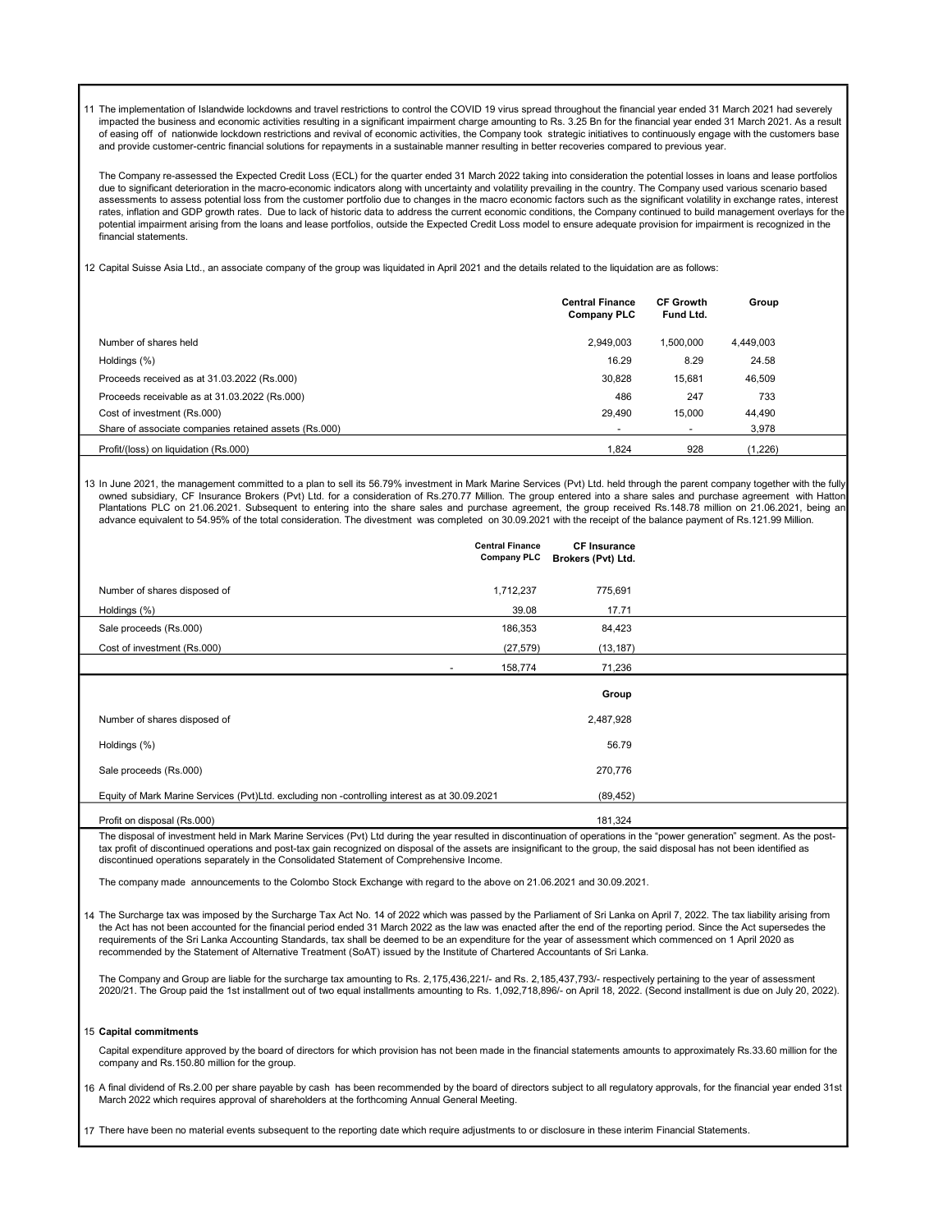11 The implementation of Islandwide lockdowns and travel restrictions to control the COVID 19 virus spread throughout the financial year ended 31 March 2021 had severely impacted the business and economic activities resulting in a significant impairment charge amounting to Rs. 3.25 Bn for the financial year ended 31 March 2021. As a result of easing off of nationwide lockdown restrictions and revival of economic activities, the Company took strategic initiatives to continuously engage with the customers base and provide customer-centric financial solutions for repayments in a sustainable manner resulting in better recoveries compared to previous year.

The Company re-assessed the Expected Credit Loss (ECL) for the quarter ended 31 March 2022 taking into consideration the potential losses in loans and lease portfolios due to significant deterioration in the macro-economic indicators along with uncertainty and volatility prevailing in the country. The Company used various scenario based assessments to assess potential loss from the customer portfolio due to changes in the macro economic factors such as the significant volatility in exchange rates, interest rates, inflation and GDP growth rates. Due to lack of historic data to address the current economic conditions, the Company continued to build management overlays for the potential impairment arising from the loans and lease portfolios, outside the Expected Credit Loss model to ensure adequate provision for impairment is recognized in the financial statements.

12 Capital Suisse Asia Ltd., an associate company of the group was liquidated in April 2021 and the details related to the liquidation are as follows:

| | Central Finance Company PLC | CF Growth Fund Ltd. | Group |
|---|---|---|---|
| Number of shares held | 2,949,003 | 1,500,000 | 4,449,003 |
| Holdings (%) | 16.29 | 8.29 | 24.58 |
| Proceeds received as at 31.03.2022 (Rs.000) | 30,828 | 15,681 | 46,509 |
| Proceeds receivable as at 31.03.2022 (Rs.000) | 486 | 247 | 733 |
| Cost of investment (Rs.000) | 29,490 | 15,000 | 44,490 |
| Share of associate companies retained assets (Rs.000) | - | - | 3,978 |
| Profit/(loss) on liquidation (Rs.000) | 1,824 | 928 | (1,226) |

13 In June 2021, the management committed to a plan to sell its 56.79% investment in Mark Marine Services (Pvt) Ltd. held through the parent company together with the fully owned subsidiary, CF Insurance Brokers (Pvt) Ltd. for a consideration of Rs.270.77 Million. The group entered into a share sales and purchase agreement with Hatton Plantations PLC on 21.06.2021. Subsequent to entering into the share sales and purchase agreement, the group received Rs.148.78 million on 21.06.2021, being an advance equivalent to 54.95% of the total consideration. The divestment was completed on 30.09.2021 with the receipt of the balance payment of Rs.121.99 Million.

| | Central Finance Company PLC | CF Insurance Brokers (Pvt) Ltd. |
|---|---|---|
| Number of shares disposed of | 1,712,237 | 775,691 |
| Holdings (%) | 39.08 | 17.71 |
| Sale proceeds (Rs.000) | 186,353 | 84,423 |
| Cost of investment (Rs.000) | (27,579) | (13,187) |
| | 158,774 | 71,236 |

| | Group |
|---|---|
| Number of shares disposed of | 2,487,928 |
| Holdings (%) | 56.79 |
| Sale proceeds (Rs.000) | 270,776 |
| Equity of Mark Marine Services (Pvt)Ltd. excluding non -controlling interest as at 30.09.2021 | (89,452) |
| Profit on disposal (Rs.000) | 181,324 |

The disposal of investment held in Mark Marine Services (Pvt) Ltd during the year resulted in discontinuation of operations in the "power generation" segment. As the post-tax profit of discontinued operations and post-tax gain recognized on disposal of the assets are insignificant to the group, the said disposal has not been identified as discontinued operations separately in the Consolidated Statement of Comprehensive Income.

The company made announcements to the Colombo Stock Exchange with regard to the above on 21.06.2021 and 30.09.2021.

14 The Surcharge tax was imposed by the Surcharge Tax Act No. 14 of 2022 which was passed by the Parliament of Sri Lanka on April 7, 2022. The tax liability arising from the Act has not been accounted for the financial period ended 31 March 2022 as the law was enacted after the end of the reporting period. Since the Act supersedes the requirements of the Sri Lanka Accounting Standards, tax shall be deemed to be an expenditure for the year of assessment which commenced on 1 April 2020 as recommended by the Statement of Alternative Treatment (SoAT) issued by the Institute of Chartered Accountants of Sri Lanka.

The Company and Group are liable for the surcharge tax amounting to Rs. 2,175,436,221/- and Rs. 2,185,437,793/- respectively pertaining to the year of assessment 2020/21. The Group paid the 1st installment out of two equal installments amounting to Rs. 1,092,718,896/- on April 18, 2022. (Second installment is due on July 20, 2022).

15 **Capital commitments**

Capital expenditure approved by the board of directors for which provision has not been made in the financial statements amounts to approximately Rs.33.60 million for the company and Rs.150.80 million for the group.

16 A final dividend of Rs.2.00 per share payable by cash has been recommended by the board of directors subject to all regulatory approvals, for the financial year ended 31st March 2022 which requires approval of shareholders at the forthcoming Annual General Meeting.

17 There have been no material events subsequent to the reporting date which require adjustments to or disclosure in these interim Financial Statements.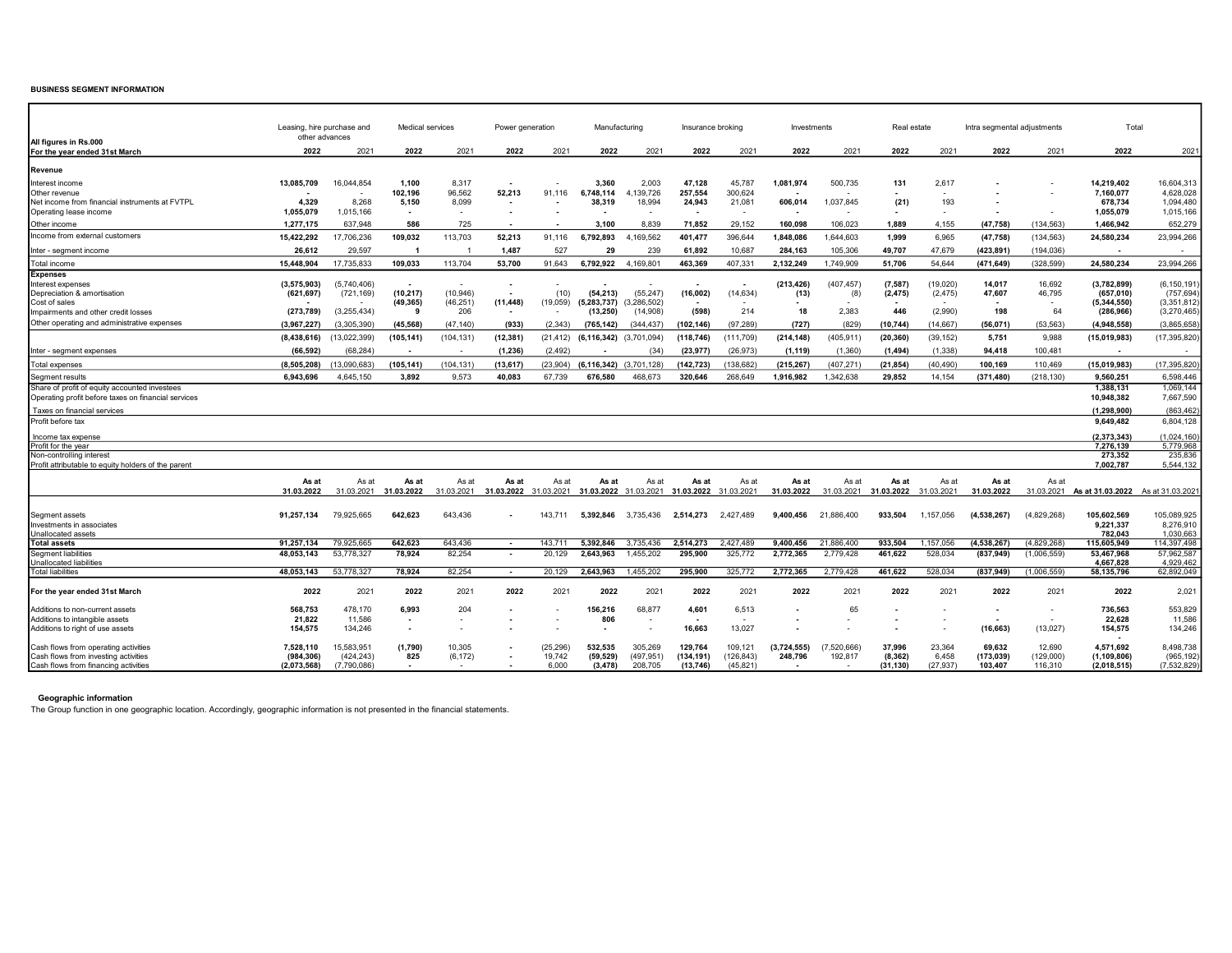**BUSINESS SEGMENT INFORMATION**

| All figures in Rs.000<br>For the year ended 31st March | Leasing, hire purchase and other advances 2022 | 2021 | Medical services 2022 | 2021 | Power generation 2022 | 2021 | Manufacturing 2022 | 2021 | Insurance broking 2022 | 2021 | Investments 2022 | 2021 | Real estate 2022 | 2021 | Intra segmental adjustments 2022 | 2021 | Total 2022 | 2021 |
|---|---|---|---|---|---|---|---|---|---|---|---|---|---|---|---|---|---|---|
| **Revenue** | | | | | | | | | | | | | | | | | | |
| Interest income | **13,085,709** | 16,044,854 | **1,100** | 8,317 | **-** | - | **3,360** | 2,003 | **47,128** | 45,787 | **1,081,974** | 500,735 | **131** | 2,617 | **-** | - | **14,219,402** | 16,604,313 |
| Other revenue | **-** | - | **102,196** | 96,562 | **52,213** | 91,116 | **6,748,114** | 4,139,726 | **257,554** | 300,624 | **-** | - | **-** | - | **-** | - | **7,160,077** | 4,628,028 |
| Net income from financial instruments at FVTPL | **4,329** | 8,268 | **5,150** | 8,099 | **-** | - | **38,319** | 18,994 | **24,943** | 21,081 | **606,014** | 1,037,845 | **(21)** | 193 | **-** | - | **678,734** | 1,094,480 |
| Operating lease income | **1,055,079** | 1,015,166 | **-** | - | **-** | - | **-** | - | **-** | - | **-** | - | **-** | - | **-** | - | **1,055,079** | 1,015,166 |
| Other income | **1,277,175** | 637,948 | **586** | 725 | **-** | - | **3,100** | 8,839 | **71,852** | 29,152 | **160,098** | 106,023 | **1,889** | 4,155 | **(47,758)** | (134,563) | **1,466,942** | 652,279 |
| Income from external customers | **15,422,292** | 17,706,236 | **109,032** | 113,703 | **52,213** | 91,116 | **6,792,893** | 4,169,562 | **401,477** | 396,644 | **1,848,086** | 1,644,603 | **1,999** | 6,965 | **(47,758)** | (134,563) | **24,580,234** | 23,994,266 |
| Inter - segment income | **26,612** | 29,597 | **1** | 1 | **1,487** | 527 | **29** | 239 | **61,892** | 10,687 | **284,163** | 105,306 | **49,707** | 47,679 | **(423,891)** | (194,036) | **-** | - |
| Total income | **15,448,904** | 17,735,833 | **109,033** | 113,704 | **53,700** | 91,643 | **6,792,922** | 4,169,801 | **463,369** | 407,331 | **2,132,249** | 1,749,909 | **51,706** | 54,644 | **(471,649)** | (328,599) | **24,580,234** | 23,994,266 |
| **Expenses** | | | | | | | | | | | | | | | | | | |
| Interest expenses | **(3,575,903)** | (5,740,406) | **-** | - | **-** | - | **-** | - | **-** | - | **(213,426)** | (407,457) | **(7,587)** | (19,020) | **14,017** | 16,692 | **(3,782,899)** | (6,150,191) |
| Depreciation & amortisation | **(621,697)** | (721,169) | **(10,217)** | (10,946) | **-** | (10) | **(54,213)** | (55,247) | **(16,002)** | (14,634) | **(13)** | (8) | **(2,475)** | (2,475) | **47,607** | 46,795 | **(657,010)** | (757,694) |
| Cost of sales | **-** | - | **(49,365)** | (46,251) | **(11,448)** | (19,059) | **(5,283,737)** | (3,286,502) | **-** | - | **-** | - | **-** | - | **-** | - | **(5,344,550)** | (3,351,812) |
| Impairments and other credit losses | **(273,789)** | (3,255,434) | **9** | 206 | **-** | - | **(13,250)** | (14,908) | **(598)** | 214 | **18** | 2,383 | **446** | (2,990) | **198** | 64 | **(286,966)** | (3,270,465) |
| Other operating and administrative expenses | **(3,967,227)** | (3,305,390) | **(45,568)** | (47,140) | **(933)** | (2,343) | **(765,142)** | (344,437) | **(102,146)** | (97,289) | **(727)** | (829) | **(10,744)** | (14,667) | **(56,071)** | (53,563) | **(4,948,558)** | (3,865,658) |
| | **(8,438,616)** | (13,022,399) | **(105,141)** | (104,131) | **(12,381)** | (21,412) | **(6,116,342)** | (3,701,094) | **(118,746)** | (111,709) | **(214,148)** | (405,911) | **(20,360)** | (39,152) | **5,751** | 9,988 | **(15,019,983)** | (17,395,820) |
| Inter - segment expenses | **(66,592)** | (68,284) | **-** | - | **(1,236)** | (2,492) | **-** | (34) | **(23,977)** | (26,973) | **(1,119)** | (1,360) | **(1,494)** | (1,338) | **94,418** | 100,481 | **-** | - |
| Total expenses | **(8,505,208)** | (13,090,683) | **(105,141)** | (104,131) | **(13,617)** | (23,904) | **(6,116,342)** | (3,701,128) | **(142,723)** | (138,682) | **(215,267)** | (407,271) | **(21,854)** | (40,490) | **100,169** | 110,469 | **(15,019,983)** | (17,395,820) |
| Segment results | **6,943,696** | 4,645,150 | **3,892** | 9,573 | **40,083** | 67,739 | **676,580** | 468,673 | **320,646** | 268,649 | **1,916,982** | 1,342,638 | **29,852** | 14,154 | **(371,480)** | (218,130) | **9,560,251** | 6,598,446 |
| Share of profit of equity accounted investees | | | | | | | | | | | | | | | | | **1,388,131** | 1,069,144 |
| Operating profit before taxes on financial services | | | | | | | | | | | | | | | | | **10,948,382** | 7,667,590 |
| Taxes on financial services | | | | | | | | | | | | | | | | | **(1,298,900)** | (863,462) |
| Profit before tax | | | | | | | | | | | | | | | | | **9,649,482** | 6,804,128 |
| Income tax expense | | | | | | | | | | | | | | | | | **(2,373,343)** | (1,024,160) |
| Profit for the year | | | | | | | | | | | | | | | | | **7,276,139** | 5,779,968 |
| Non-controlling interest | | | | | | | | | | | | | | | | | **273,352** | 235,836 |
| Profit attributable to equity holders of the parent | | | | | | | | | | | | | | | | | **7,002,787** | 5,544,132 |
| | **As at 31.03.2022** | As at 31.03.2021 | **As at 31.03.2022** | As at 31.03.2021 | **As at 31.03.2022** | As at 31.03.2021 | **As at 31.03.2022** | As at 31.03.2021 | **As at 31.03.2022** | As at 31.03.2021 | **As at 31.03.2022** | As at 31.03.2021 | **As at 31.03.2022** | As at 31.03.2021 | **As at 31.03.2022** | As at 31.03.2021 | **As at 31.03.2022** | As at 31.03.2021 |
| Segment assets | **91,257,134** | 79,925,665 | **642,623** | 643,436 | **-** | 143,711 | **5,392,846** | 3,735,436 | **2,514,273** | 2,427,489 | **9,400,456** | 21,886,400 | **933,504** | 1,157,056 | **(4,538,267)** | (4,829,268) | **105,602,569** | 105,089,925 |
| Investments in associates | | | | | | | | | | | | | | | | | **9,221,337** | 8,276,910 |
| Unallocated assets | | | | | | | | | | | | | | | | | **782,043** | 1,030,663 |
| **Total assets** | **91,257,134** | 79,925,665 | **642,623** | 643,436 | **-** | 143,711 | **5,392,846** | 3,735,436 | **2,514,273** | 2,427,489 | **9,400,456** | 21,886,400 | **933,504** | 1,157,056 | **(4,538,267)** | (4,829,268) | **115,605,949** | 114,397,498 |
| Segment liabilities | **48,053,143** | 53,778,327 | **78,924** | 82,254 | **-** | 20,129 | **2,643,963** | 1,455,202 | **295,900** | 325,772 | **2,772,365** | 2,779,428 | **461,622** | 528,034 | **(837,949)** | (1,006,559) | **53,467,968** | 57,962,587 |
| Unallocated liabilities | | | | | | | | | | | | | | | | | **4,667,828** | 4,929,462 |
| Total liabilities | **48,053,143** | 53,778,327 | **78,924** | 82,254 | **-** | 20,129 | **2,643,963** | 1,455,202 | **295,900** | 325,772 | **2,772,365** | 2,779,428 | **461,622** | 528,034 | **(837,949)** | (1,006,559) | **58,135,796** | 62,892,049 |
| **For the year ended 31st March** | **2022** | 2021 | **2022** | 2021 | **2022** | 2021 | **2022** | 2021 | **2022** | 2021 | **2022** | 2021 | **2022** | 2021 | **2022** | 2021 | **2022** | 2,021 |
| Additions to non-current assets | **568,753** | 478,170 | **6,993** | 204 | **-** | - | **156,216** | 68,877 | **4,601** | 6,513 | **-** | 65 | **-** | - | **-** | - | **736,563** | 553,829 |
| Additions to intangible assets | **21,822** | 11,586 | **-** | - | **-** | - | **806** | - | **-** | - | **-** | - | **-** | - | **-** | - | **22,628** | 11,586 |
| Additions to right of use assets | **154,575** | 134,246 | **-** | - | **-** | - | **-** | - | **16,663** | 13,027 | **-** | - | **-** | - | **(16,663)** | (13,027) | **154,575** | 134,246 |
| Cash flows from operating activities | **7,528,110** | 15,583,951 | **(1,790)** | 10,305 | **-** | (25,296) | **532,535** | 305,269 | **129,764** | 109,121 | **(3,724,555)** | (7,520,666) | **37,996** | 23,364 | **69,632** | 12,690 | **4,571,692** | 8,498,738 |
| Cash flows from investing activities | **(984,306)** | (424,243) | **825** | (6,172) | **-** | 19,742 | **(59,529)** | (497,951) | **(134,191)** | (126,843) | **248,796** | 192,817 | **(8,362)** | 6,458 | **(173,039)** | (129,000) | **(1,109,806)** | (965,192) |
| Cash flows from financing activities | **(2,073,568)** | (7,790,086) | **-** | - | **-** | 6,000 | **(3,478)** | 208,705 | **(13,746)** | (45,821) | **-** | - | **(31,130)** | (27,937) | **103,407** | 116,310 | **(2,018,515)** | (7,532,829) |

**Geographic information**

The Group function in one geographic location. Accordingly, geographic information is not presented in the financial statements.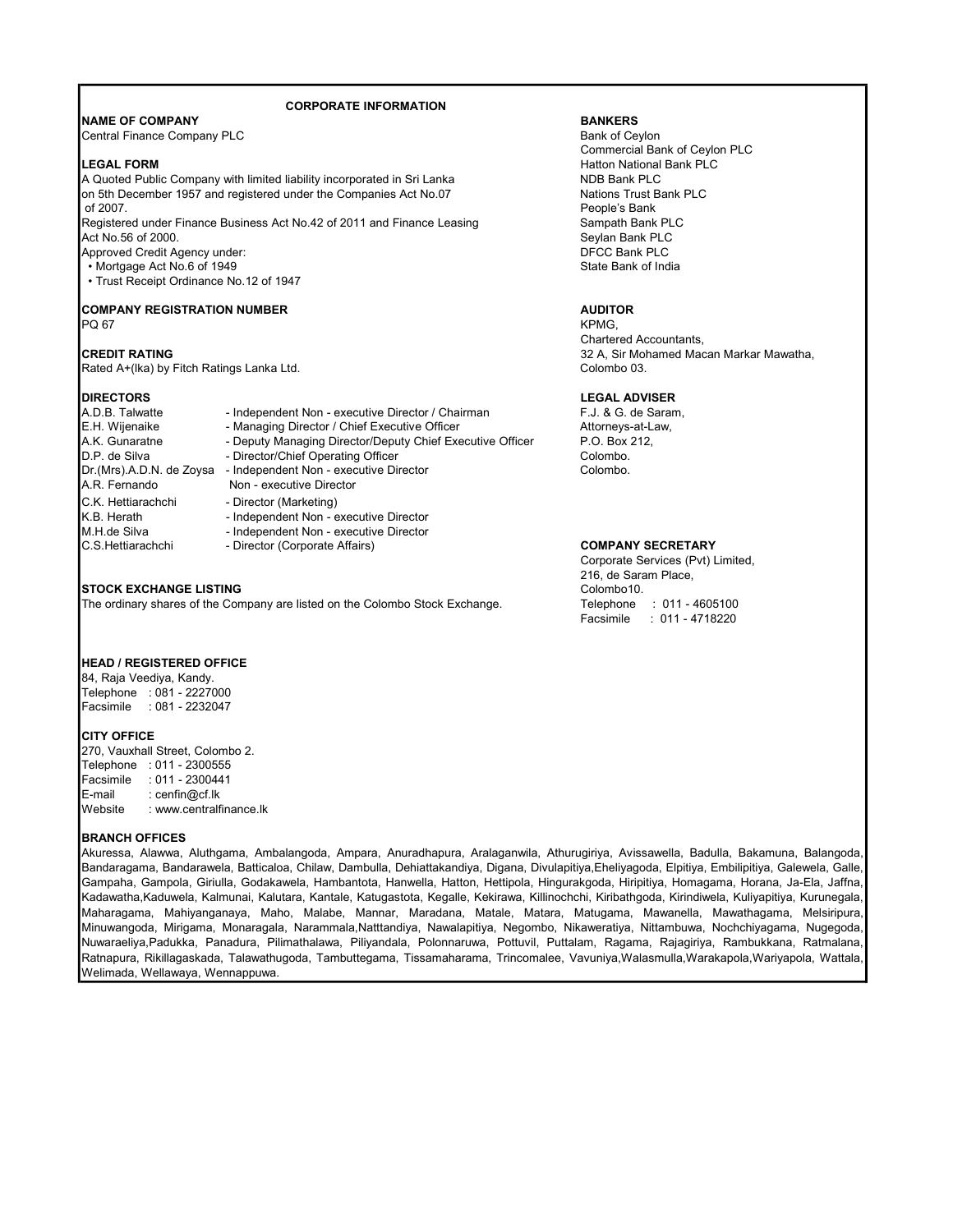# CORPORATE INFORMATION

**NAME OF COMPANY**

Central Finance Company PLC

**LEGAL FORM**

A Quoted Public Company with limited liability incorporated in Sri Lanka on 5th December 1957 and registered under the Companies Act No.07 of 2007.

Registered under Finance Business Act No.42 of 2011 and Finance Leasing Act No.56 of 2000.

Approved Credit Agency under:

- Mortgage Act No.6 of 1949
- Trust Receipt Ordinance No.12 of 1947

**COMPANY REGISTRATION NUMBER**

PQ 67

**CREDIT RATING**

Rated A+(lka) by Fitch Ratings Lanka Ltd.

**DIRECTORS**

| | |
|---|---|
| A.D.B. Talwatte | - Independent Non - executive Director / Chairman |
| E.H. Wijenaike | - Managing Director / Chief Executive Officer |
| A.K. Gunaratne | - Deputy Managing Director/Deputy Chief Executive Officer |
| D.P. de Silva | - Director/Chief Operating Officer |
| Dr.(Mrs).A.D.N. de Zoysa | - Independent Non - executive Director |
| A.R. Fernando | Non - executive Director |
| C.K. Hettiarachchi | - Director (Marketing) |
| K.B. Herath | - Independent Non - executive Director |
| M.H.de Silva | - Independent Non - executive Director |
| C.S.Hettiarachchi | - Director (Corporate Affairs) |

**STOCK EXCHANGE LISTING**

The ordinary shares of the Company are listed on the Colombo Stock Exchange.

**HEAD / REGISTERED OFFICE**

84, Raja Veediya, Kandy.
Telephone : 081 - 2227000
Facsimile : 081 - 2232047

**CITY OFFICE**

270, Vauxhall Street, Colombo 2.
Telephone : 011 - 2300555
Facsimile : 011 - 2300441
E-mail : cenfin@cf.lk
Website : www.centralfinance.lk

**BANKERS**

Bank of Ceylon
Commercial Bank of Ceylon PLC
Hatton National Bank PLC
NDB Bank PLC
Nations Trust Bank PLC
People's Bank
Sampath Bank PLC
Seylan Bank PLC
DFCC Bank PLC
State Bank of India

**AUDITOR**

KPMG,
Chartered Accountants,
32 A, Sir Mohamed Macan Markar Mawatha,
Colombo 03.

**LEGAL ADVISER**

F.J. & G. de Saram,
Attorneys-at-Law,
P.O. Box 212,
Colombo.
Colombo.

**COMPANY SECRETARY**

Corporate Services (Pvt) Limited,
216, de Saram Place,
Colombo10.
Telephone : 011 - 4605100
Facsimile : 011 - 4718220

**BRANCH OFFICES**

Akuressa, Alawwa, Aluthgama, Ambalangoda, Ampara, Anuradhapura, Aralaganwila, Athurugiriya, Avissawella, Badulla, Bakamuna, Balangoda, Bandaragama, Bandarawela, Batticaloa, Chilaw, Dambulla, Dehiattakandiya, Digana, Divulapitiya,Eheliyagoda, Elpitiya, Embilipitiya, Galewela, Galle, Gampaha, Gampola, Giriulla, Godakawela, Hambantota, Hanwella, Hatton, Hettipola, Hingurakgoda, Hiripitiya, Homagama, Horana, Ja-Ela, Jaffna, Kadawatha,Kaduwela, Kalmunai, Kalutara, Kantale, Katugastota, Kegalle, Kekirawa, Killinochchi, Kiribathgoda, Kirindiwela, Kuliyapitiya, Kurunegala, Maharagama, Mahiyanganaya, Maho, Malabe, Mannar, Maradana, Matale, Matara, Matugama, Mawanella, Mawathagama, Melsiripura, Minuwangoda, Mirigama, Monaragala, Narammala,Natttandiya, Nawalapitiya, Negombo, Nikaweratiya, Nittambuwa, Nochchiyagama, Nugegoda, Nuwaraeliya,Padukka, Panadura, Pilimathalawa, Piliyandala, Polonnaruwa, Pottuvil, Puttalam, Ragama, Rajagiriya, Rambukkana, Ratmalana, Ratnapura, Rikillagaskada, Talawathugoda, Tambuttegama, Tissamaharama, Trincomalee, Vavuniya,Walasmulla,Warakapola,Wariyapola, Wattala, Welimada, Wellawaya, Wennappuwa.